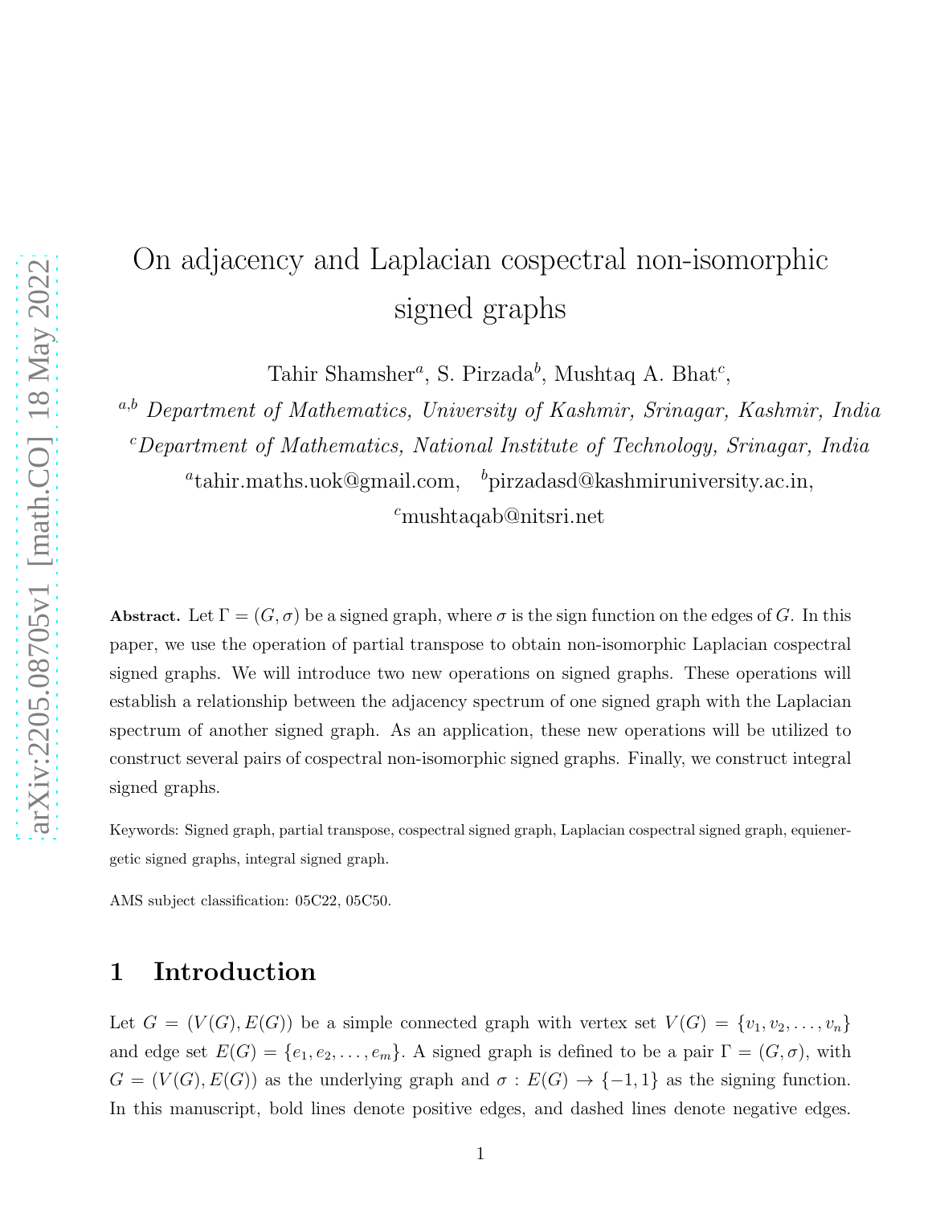# On adjacency and Laplacian cospectral non-isomorphic signed graphs

Tahir Shamsher[a], S. Pirzada[b], Mushtaq A. Bhat[c],

[a,b] *Department of Mathematics, University of Kashmir, Srinagar, Kashmir, India*

[c] *Department of Mathematics, National Institute of Technology, Srinagar, India*

[a]tahir.maths.uok@gmail.com, [b]pirzadasd@kashmiruniversity.ac.in,

[c]mushtaqab@nitsri.net

**Abstract.** Let $\Gamma = (G, \sigma)$ be a signed graph, where $\sigma$ is the sign function on the edges of $G$. In this paper, we use the operation of partial transpose to obtain non-isomorphic Laplacian cospectral signed graphs. We will introduce two new operations on signed graphs. These operations will establish a relationship between the adjacency spectrum of one signed graph with the Laplacian spectrum of another signed graph. As an application, these new operations will be utilized to construct several pairs of cospectral non-isomorphic signed graphs. Finally, we construct integral signed graphs.

Keywords: Signed graph, partial transpose, cospectral signed graph, Laplacian cospectral signed graph, equienergetic signed graphs, integral signed graph.

AMS subject classification: 05C22, 05C50.

## 1 Introduction

Let $G = (V(G), E(G))$ be a simple connected graph with vertex set $V(G) = \{v_1, v_2, \ldots, v_n\}$ and edge set $E(G) = \{e_1, e_2, \ldots, e_m\}$. A signed graph is defined to be a pair $\Gamma = (G, \sigma)$, with $G = (V(G), E(G))$ as the underlying graph and $\sigma : E(G) \to \{-1, 1\}$ as the signing function. In this manuscript, bold lines denote positive edges, and dashed lines denote negative edges.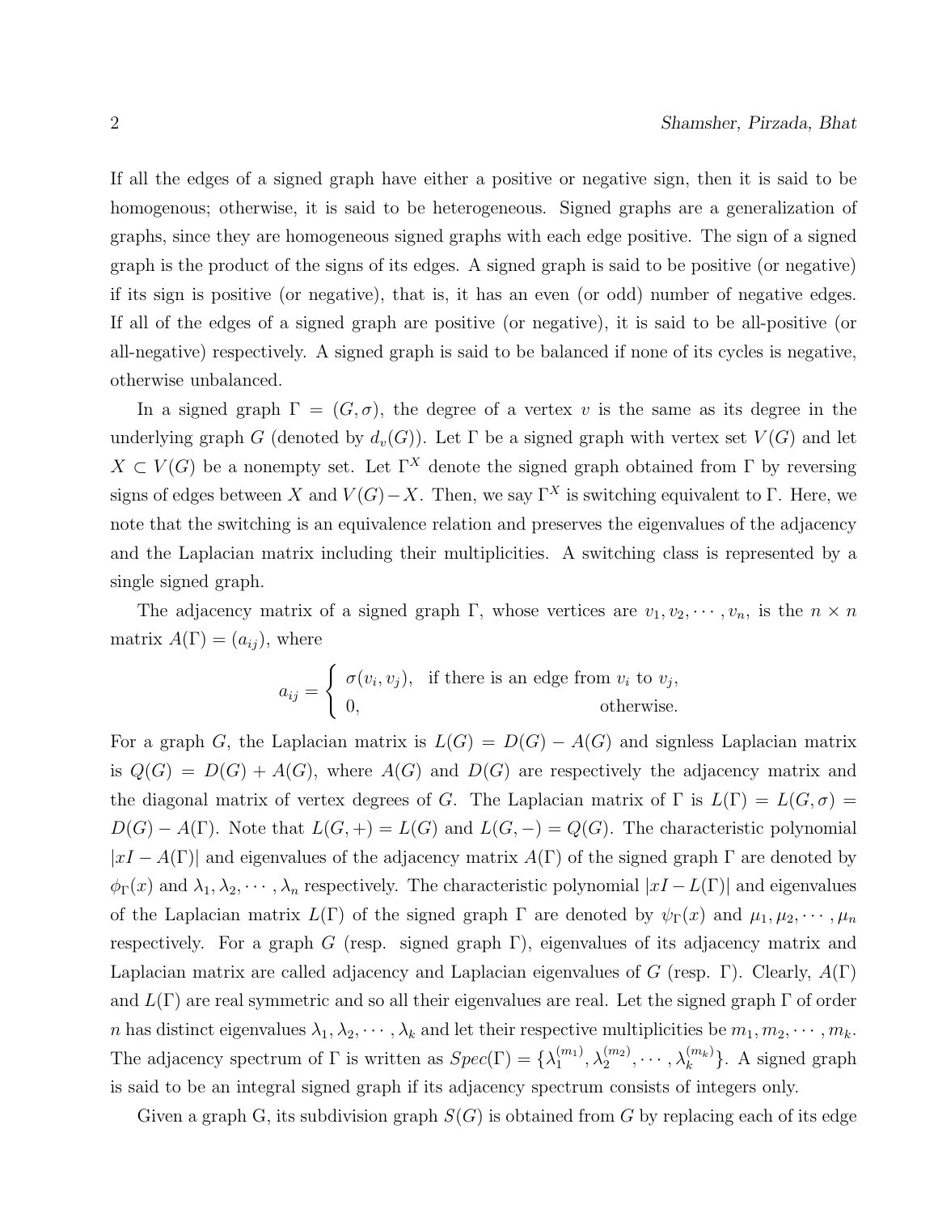If all the edges of a signed graph have either a positive or negative sign, then it is said to be homogenous; otherwise, it is said to be heterogeneous. Signed graphs are a generalization of graphs, since they are homogeneous signed graphs with each edge positive. The sign of a signed graph is the product of the signs of its edges. A signed graph is said to be positive (or negative) if its sign is positive (or negative), that is, it has an even (or odd) number of negative edges. If all of the edges of a signed graph are positive (or negative), it is said to be all-positive (or all-negative) respectively. A signed graph is said to be balanced if none of its cycles is negative, otherwise unbalanced.

In a signed graph $\Gamma = (G, \sigma)$, the degree of a vertex $v$ is the same as its degree in the underlying graph $G$ (denoted by $d_v(G)$). Let $\Gamma$ be a signed graph with vertex set $V(G)$ and let $X \subset V(G)$ be a nonempty set. Let $\Gamma^X$ denote the signed graph obtained from $\Gamma$ by reversing signs of edges between $X$ and $V(G) - X$. Then, we say $\Gamma^X$ is switching equivalent to $\Gamma$. Here, we note that the switching is an equivalence relation and preserves the eigenvalues of the adjacency and the Laplacian matrix including their multiplicities. A switching class is represented by a single signed graph.

The adjacency matrix of a signed graph $\Gamma$, whose vertices are $v_1, v_2, \cdots, v_n$, is the $n \times n$ matrix $A(\Gamma) = (a_{ij})$, where

$$a_{ij} = \begin{cases} \sigma(v_i, v_j), & \text{if there is an edge from } v_i \text{ to } v_j, \\ 0, & \text{otherwise.} \end{cases}$$

For a graph $G$, the Laplacian matrix is $L(G) = D(G) - A(G)$ and signless Laplacian matrix is $Q(G) = D(G) + A(G)$, where $A(G)$ and $D(G)$ are respectively the adjacency matrix and the diagonal matrix of vertex degrees of $G$. The Laplacian matrix of $\Gamma$ is $L(\Gamma) = L(G, \sigma) = D(G) - A(\Gamma)$. Note that $L(G, +) = L(G)$ and $L(G, -) = Q(G)$. The characteristic polynomial $|xI - A(\Gamma)|$ and eigenvalues of the adjacency matrix $A(\Gamma)$ of the signed graph $\Gamma$ are denoted by $\phi_\Gamma(x)$ and $\lambda_1, \lambda_2, \cdots, \lambda_n$ respectively. The characteristic polynomial $|xI - L(\Gamma)|$ and eigenvalues of the Laplacian matrix $L(\Gamma)$ of the signed graph $\Gamma$ are denoted by $\psi_\Gamma(x)$ and $\mu_1, \mu_2, \cdots, \mu_n$ respectively. For a graph $G$ (resp. signed graph $\Gamma$), eigenvalues of its adjacency matrix and Laplacian matrix are called adjacency and Laplacian eigenvalues of $G$ (resp. $\Gamma$). Clearly, $A(\Gamma)$ and $L(\Gamma)$ are real symmetric and so all their eigenvalues are real. Let the signed graph $\Gamma$ of order $n$ has distinct eigenvalues $\lambda_1, \lambda_2, \cdots, \lambda_k$ and let their respective multiplicities be $m_1, m_2, \cdots, m_k$. The adjacency spectrum of $\Gamma$ is written as $Spec(\Gamma) = \{\lambda_1^{(m_1)}, \lambda_2^{(m_2)}, \cdots, \lambda_k^{(m_k)}\}$. A signed graph is said to be an integral signed graph if its adjacency spectrum consists of integers only.

Given a graph G, its subdivision graph $S(G)$ is obtained from $G$ by replacing each of its edge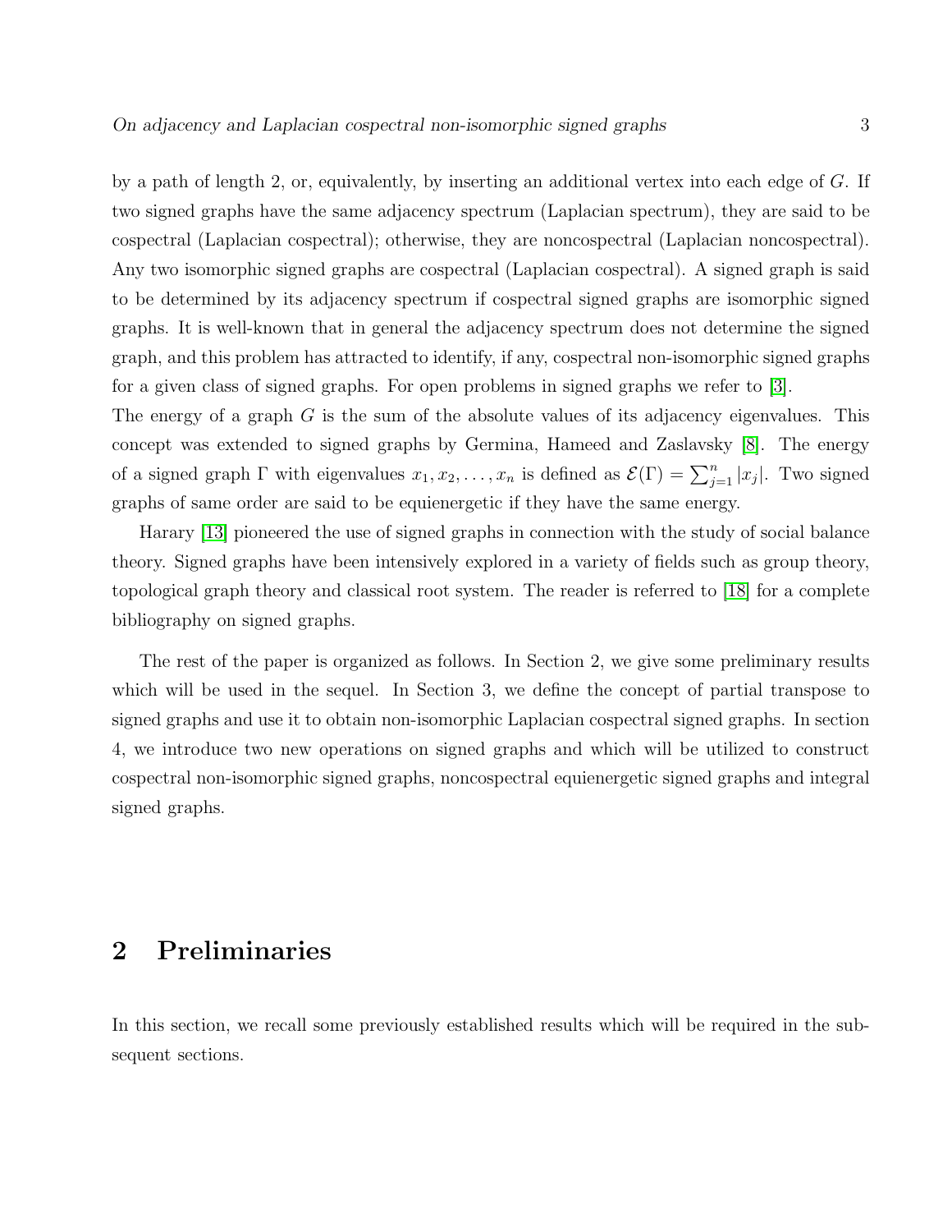by a path of length 2, or, equivalently, by inserting an additional vertex into each edge of $G$. If two signed graphs have the same adjacency spectrum (Laplacian spectrum), they are said to be cospectral (Laplacian cospectral); otherwise, they are noncospectral (Laplacian noncospectral). Any two isomorphic signed graphs are cospectral (Laplacian cospectral). A signed graph is said to be determined by its adjacency spectrum if cospectral signed graphs are isomorphic signed graphs. It is well-known that in general the adjacency spectrum does not determine the signed graph, and this problem has attracted to identify, if any, cospectral non-isomorphic signed graphs for a given class of signed graphs. For open problems in signed graphs we refer to [3].

The energy of a graph $G$ is the sum of the absolute values of its adjacency eigenvalues. This concept was extended to signed graphs by Germina, Hameed and Zaslavsky [8]. The energy of a signed graph $\Gamma$ with eigenvalues $x_1, x_2, \ldots, x_n$ is defined as $\mathcal{E}(\Gamma) = \sum_{j=1}^{n} |x_j|$. Two signed graphs of same order are said to be equienergetic if they have the same energy.

Harary [13] pioneered the use of signed graphs in connection with the study of social balance theory. Signed graphs have been intensively explored in a variety of fields such as group theory, topological graph theory and classical root system. The reader is referred to [18] for a complete bibliography on signed graphs.

The rest of the paper is organized as follows. In Section 2, we give some preliminary results which will be used in the sequel. In Section 3, we define the concept of partial transpose to signed graphs and use it to obtain non-isomorphic Laplacian cospectral signed graphs. In section 4, we introduce two new operations on signed graphs and which will be utilized to construct cospectral non-isomorphic signed graphs, noncospectral equienergetic signed graphs and integral signed graphs.

## 2 Preliminaries

In this section, we recall some previously established results which will be required in the subsequent sections.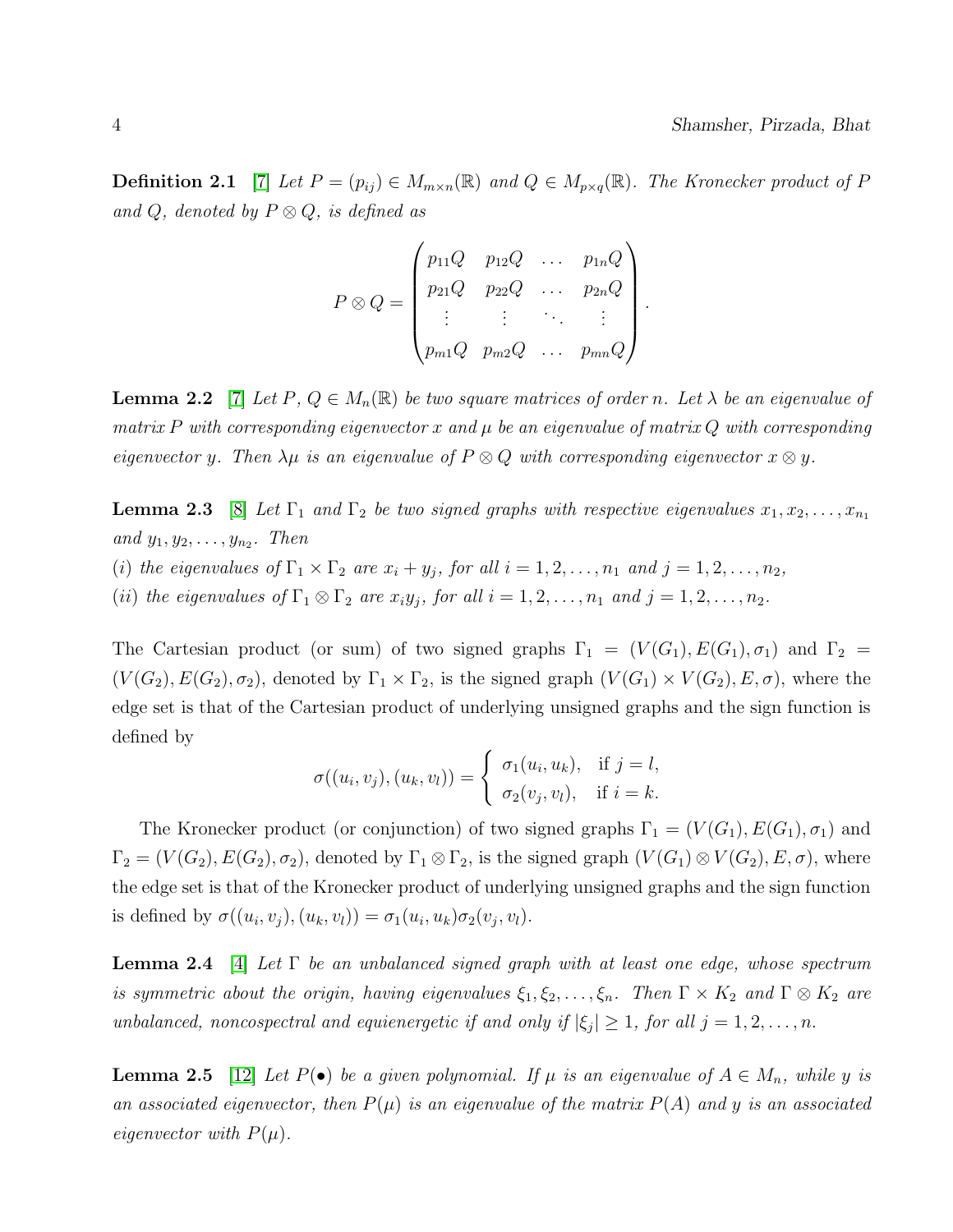**Definition 2.1** [7] *Let $P = (p_{ij}) \in M_{m\times n}(\mathbb{R})$ and $Q \in M_{p\times q}(\mathbb{R})$. The Kronecker product of $P$ and $Q$, denoted by $P \otimes Q$, is defined as*

$$P \otimes Q = \begin{pmatrix} p_{11}Q & p_{12}Q & \dots & p_{1n}Q \\ p_{21}Q & p_{22}Q & \dots & p_{2n}Q \\ \vdots & \vdots & \ddots & \vdots \\ p_{m1}Q & p_{m2}Q & \dots & p_{mn}Q \end{pmatrix}.$$

**Lemma 2.2** [7] *Let $P$, $Q \in M_n(\mathbb{R})$ be two square matrices of order $n$. Let $\lambda$ be an eigenvalue of matrix $P$ with corresponding eigenvector $x$ and $\mu$ be an eigenvalue of matrix $Q$ with corresponding eigenvector $y$. Then $\lambda\mu$ is an eigenvalue of $P \otimes Q$ with corresponding eigenvector $x \otimes y$.*

**Lemma 2.3** [8] *Let $\Gamma_1$ and $\Gamma_2$ be two signed graphs with respective eigenvalues $x_1, x_2, \dots, x_{n_1}$ and $y_1, y_2, \dots, y_{n_2}$. Then*
*(i) the eigenvalues of $\Gamma_1 \times \Gamma_2$ are $x_i + y_j$, for all $i = 1, 2, \dots, n_1$ and $j = 1, 2, \dots, n_2$,*
*(ii) the eigenvalues of $\Gamma_1 \otimes \Gamma_2$ are $x_i y_j$, for all $i = 1, 2, \dots, n_1$ and $j = 1, 2, \dots, n_2$.*

The Cartesian product (or sum) of two signed graphs $\Gamma_1 = (V(G_1), E(G_1), \sigma_1)$ and $\Gamma_2 = (V(G_2), E(G_2), \sigma_2)$, denoted by $\Gamma_1 \times \Gamma_2$, is the signed graph $(V(G_1) \times V(G_2), E, \sigma)$, where the edge set is that of the Cartesian product of underlying unsigned graphs and the sign function is defined by

$$\sigma((u_i, v_j), (u_k, v_l)) = \begin{cases} \sigma_1(u_i, u_k), & \text{if } j = l, \\ \sigma_2(v_j, v_l), & \text{if } i = k. \end{cases}$$

The Kronecker product (or conjunction) of two signed graphs $\Gamma_1 = (V(G_1), E(G_1), \sigma_1)$ and $\Gamma_2 = (V(G_2), E(G_2), \sigma_2)$, denoted by $\Gamma_1 \otimes \Gamma_2$, is the signed graph $(V(G_1) \otimes V(G_2), E, \sigma)$, where the edge set is that of the Kronecker product of underlying unsigned graphs and the sign function is defined by $\sigma((u_i, v_j), (u_k, v_l)) = \sigma_1(u_i, u_k)\sigma_2(v_j, v_l)$.

**Lemma 2.4** [4] *Let $\Gamma$ be an unbalanced signed graph with at least one edge, whose spectrum is symmetric about the origin, having eigenvalues $\xi_1, \xi_2, \dots, \xi_n$. Then $\Gamma \times K_2$ and $\Gamma \otimes K_2$ are unbalanced, noncospectral and equienergetic if and only if $|\xi_j| \geq 1$, for all $j = 1, 2, \dots, n$.*

**Lemma 2.5** [12] *Let $P(\bullet)$ be a given polynomial. If $\mu$ is an eigenvalue of $A \in M_n$, while $y$ is an associated eigenvector, then $P(\mu)$ is an eigenvalue of the matrix $P(A)$ and $y$ is an associated eigenvector with $P(\mu)$.*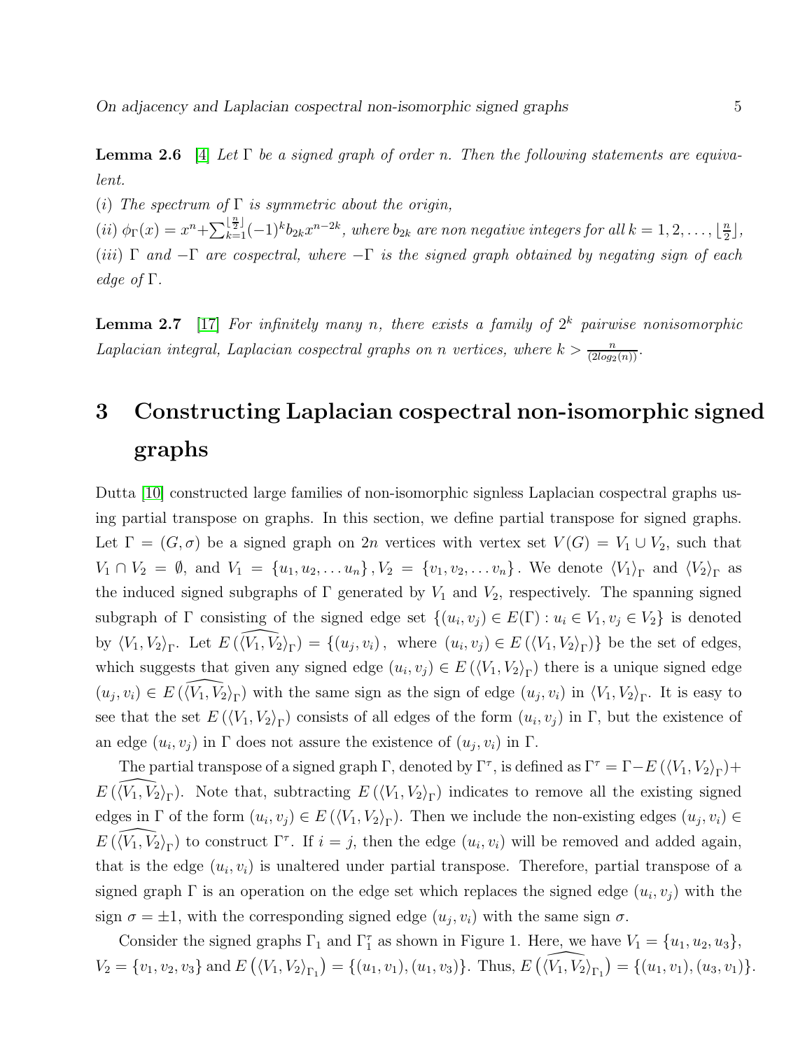**Lemma 2.6** [4] *Let $\Gamma$ be a signed graph of order $n$. Then the following statements are equivalent.*

*(i) The spectrum of $\Gamma$ is symmetric about the origin,*

*(ii) $\phi_\Gamma(x) = x^n + \sum_{k=1}^{\lfloor \frac{n}{2} \rfloor} (-1)^k b_{2k} x^{n-2k}$, where $b_{2k}$ are non negative integers for all $k = 1, 2, \ldots, \lfloor \frac{n}{2} \rfloor$,*

*(iii) $\Gamma$ and $-\Gamma$ are cospectral, where $-\Gamma$ is the signed graph obtained by negating sign of each edge of $\Gamma$.*

**Lemma 2.7** [17] *For infinitely many $n$, there exists a family of $2^k$ pairwise nonisomorphic Laplacian integral, Laplacian cospectral graphs on $n$ vertices, where $k > \frac{n}{(2log_2(n))}$.*

# 3 Constructing Laplacian cospectral non-isomorphic signed graphs

Dutta [10] constructed large families of non-isomorphic signless Laplacian cospectral graphs using partial transpose on graphs. In this section, we define partial transpose for signed graphs. Let $\Gamma = (G, \sigma)$ be a signed graph on $2n$ vertices with vertex set $V(G) = V_1 \cup V_2$, such that $V_1 \cap V_2 = \emptyset$, and $V_1 = \{u_1, u_2, \ldots u_n\}, V_2 = \{v_1, v_2, \ldots v_n\}$. We denote $\langle V_1 \rangle_\Gamma$ and $\langle V_2 \rangle_\Gamma$ as the induced signed subgraphs of $\Gamma$ generated by $V_1$ and $V_2$, respectively. The spanning signed subgraph of $\Gamma$ consisting of the signed edge set $\{(u_i, v_j) \in E(\Gamma) : u_i \in V_1, v_j \in V_2\}$ is denoted by $\langle V_1, V_2 \rangle_\Gamma$. Let $E(\widehat{\langle V_1, V_2 \rangle}_\Gamma) = \{(u_j, v_i),$ where $(u_i, v_j) \in E(\langle V_1, V_2 \rangle_\Gamma)\}$ be the set of edges, which suggests that given any signed edge $(u_i, v_j) \in E(\langle V_1, V_2 \rangle_\Gamma)$ there is a unique signed edge $(u_j, v_i) \in E(\widehat{\langle V_1, V_2 \rangle}_\Gamma)$ with the same sign as the sign of edge $(u_j, v_i)$ in $\langle V_1, V_2 \rangle_\Gamma$. It is easy to see that the set $E(\langle V_1, V_2 \rangle_\Gamma)$ consists of all edges of the form $(u_i, v_j)$ in $\Gamma$, but the existence of an edge $(u_i, v_j)$ in $\Gamma$ does not assure the existence of $(u_j, v_i)$ in $\Gamma$.

The partial transpose of a signed graph $\Gamma$, denoted by $\Gamma^\tau$, is defined as $\Gamma^\tau = \Gamma - E(\langle V_1, V_2 \rangle_\Gamma) + E(\widehat{\langle V_1, V_2 \rangle}_\Gamma)$. Note that, subtracting $E(\langle V_1, V_2 \rangle_\Gamma)$ indicates to remove all the existing signed edges in $\Gamma$ of the form $(u_i, v_j) \in E(\langle V_1, V_2 \rangle_\Gamma)$. Then we include the non-existing edges $(u_j, v_i) \in E(\widehat{\langle V_1, V_2 \rangle}_\Gamma)$ to construct $\Gamma^\tau$. If $i = j$, then the edge $(u_i, v_i)$ will be removed and added again, that is the edge $(u_i, v_i)$ is unaltered under partial transpose. Therefore, partial transpose of a signed graph $\Gamma$ is an operation on the edge set which replaces the signed edge $(u_i, v_j)$ with the sign $\sigma = \pm 1$, with the corresponding signed edge $(u_j, v_i)$ with the same sign $\sigma$.

Consider the signed graphs $\Gamma_1$ and $\Gamma_1^\tau$ as shown in Figure 1. Here, we have $V_1 = \{u_1, u_2, u_3\}$, $V_2 = \{v_1, v_2, v_3\}$ and $E(\langle V_1, V_2 \rangle_{\Gamma_1}) = \{(u_1, v_1), (u_1, v_3)\}$. Thus, $E(\widehat{\langle V_1, V_2 \rangle}_{\Gamma_1}) = \{(u_1, v_1), (u_3, v_1)\}$.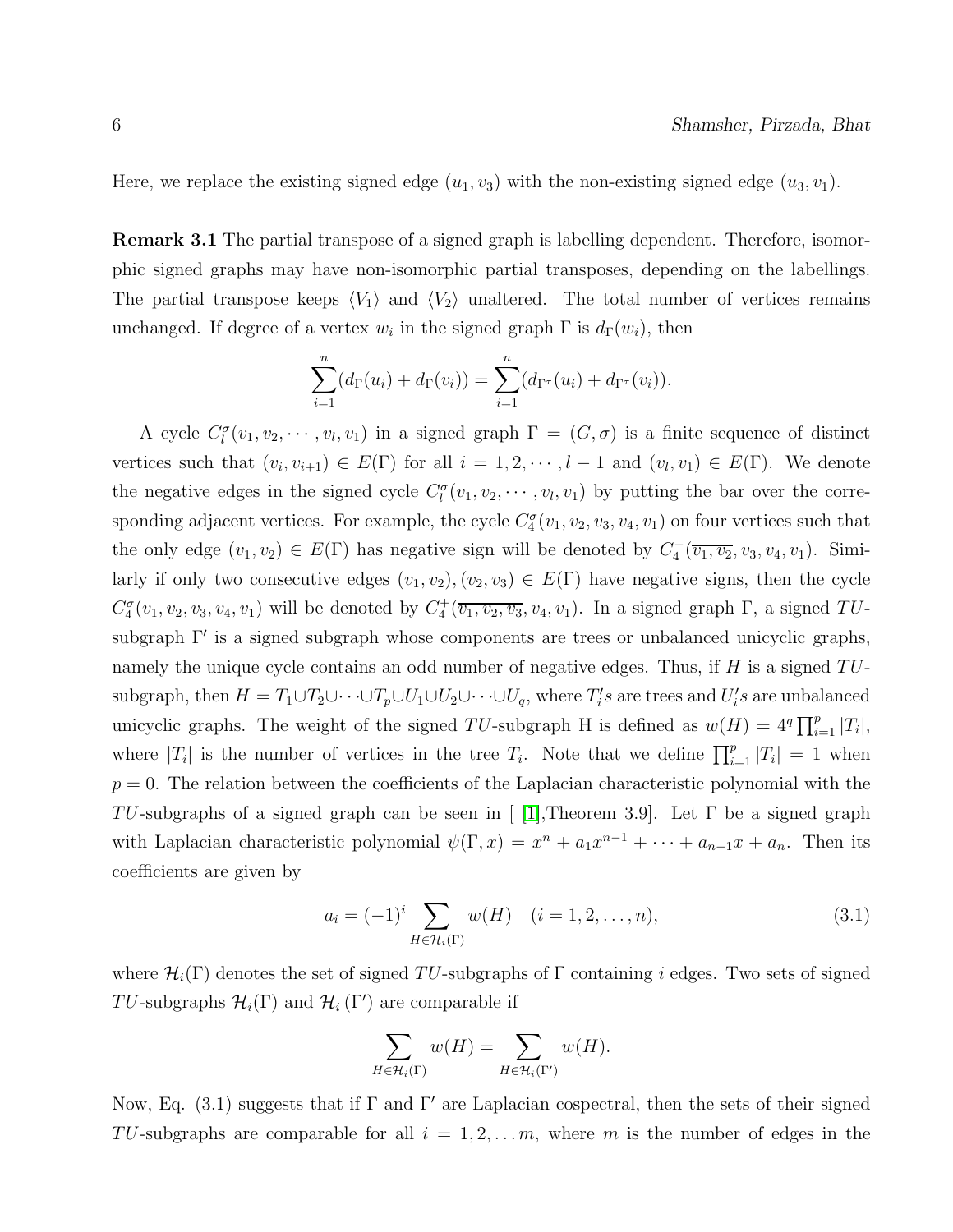Here, we replace the existing signed edge $(u_1, v_3)$ with the non-existing signed edge $(u_3, v_1)$.

**Remark 3.1** The partial transpose of a signed graph is labelling dependent. Therefore, isomorphic signed graphs may have non-isomorphic partial transposes, depending on the labellings. The partial transpose keeps $\langle V_1 \rangle$ and $\langle V_2 \rangle$ unaltered. The total number of vertices remains unchanged. If degree of a vertex $w_i$ in the signed graph $\Gamma$ is $d_\Gamma(w_i)$, then

$$\sum_{i=1}^{n}(d_\Gamma(u_i) + d_\Gamma(v_i)) = \sum_{i=1}^{n}(d_{\Gamma^\tau}(u_i) + d_{\Gamma^\tau}(v_i)).$$

A cycle $C_l^\sigma(v_1, v_2, \cdots, v_l, v_1)$ in a signed graph $\Gamma = (G, \sigma)$ is a finite sequence of distinct vertices such that $(v_i, v_{i+1}) \in E(\Gamma)$ for all $i = 1, 2, \cdots, l-1$ and $(v_l, v_1) \in E(\Gamma)$. We denote the negative edges in the signed cycle $C_l^\sigma(v_1, v_2, \cdots, v_l, v_1)$ by putting the bar over the corresponding adjacent vertices. For example, the cycle $C_4^\sigma(v_1, v_2, v_3, v_4, v_1)$ on four vertices such that the only edge $(v_1, v_2) \in E(\Gamma)$ has negative sign will be denoted by $C_4^-(\overline{v_1, v_2}, v_3, v_4, v_1)$. Similarly if only two consecutive edges $(v_1, v_2), (v_2, v_3) \in E(\Gamma)$ have negative signs, then the cycle $C_4^\sigma(v_1, v_2, v_3, v_4, v_1)$ will be denoted by $C_4^+(\overline{v_1, v_2, v_3}, v_4, v_1)$. In a signed graph $\Gamma$, a signed $TU$-subgraph $\Gamma'$ is a signed subgraph whose components are trees or unbalanced unicyclic graphs, namely the unique cycle contains an odd number of negative edges. Thus, if $H$ is a signed $TU$-subgraph, then $H = T_1 \cup T_2 \cup \cdots \cup T_p \cup U_1 \cup U_2 \cup \cdots \cup U_q$, where $T_i's$ are trees and $U_i's$ are unbalanced unicyclic graphs. The weight of the signed $TU$-subgraph H is defined as $w(H) = 4^q \prod_{i=1}^{p} |T_i|$, where $|T_i|$ is the number of vertices in the tree $T_i$. Note that we define $\prod_{i=1}^{p} |T_i| = 1$ when $p = 0$. The relation between the coefficients of the Laplacian characteristic polynomial with the $TU$-subgraphs of a signed graph can be seen in [ [1],Theorem 3.9]. Let $\Gamma$ be a signed graph with Laplacian characteristic polynomial $\psi(\Gamma, x) = x^n + a_1 x^{n-1} + \cdots + a_{n-1}x + a_n$. Then its coefficients are given by

$$a_i = (-1)^i \sum_{H \in \mathcal{H}_i(\Gamma)} w(H) \quad (i = 1, 2, \ldots, n), \tag{3.1}$$

where $\mathcal{H}_i(\Gamma)$ denotes the set of signed $TU$-subgraphs of $\Gamma$ containing $i$ edges. Two sets of signed $TU$-subgraphs $\mathcal{H}_i(\Gamma)$ and $\mathcal{H}_i(\Gamma')$ are comparable if

$$\sum_{H \in \mathcal{H}_i(\Gamma)} w(H) = \sum_{H \in \mathcal{H}_i(\Gamma')} w(H).$$

Now, Eq. (3.1) suggests that if $\Gamma$ and $\Gamma'$ are Laplacian cospectral, then the sets of their signed $TU$-subgraphs are comparable for all $i = 1, 2, \ldots m$, where $m$ is the number of edges in the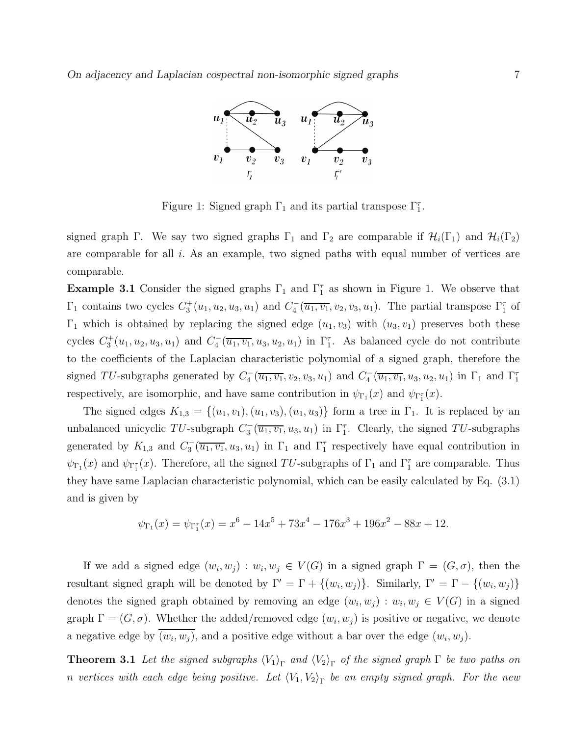Figure 1: Signed graph $\Gamma_1$ and its partial transpose $\Gamma_1^\tau$.

signed graph $\Gamma$. We say two signed graphs $\Gamma_1$ and $\Gamma_2$ are comparable if $\mathcal{H}_i(\Gamma_1)$ and $\mathcal{H}_i(\Gamma_2)$ are comparable for all $i$. As an example, two signed paths with equal number of vertices are comparable.

**Example 3.1** Consider the signed graphs $\Gamma_1$ and $\Gamma_1^\tau$ as shown in Figure 1. We observe that $\Gamma_1$ contains two cycles $C_3^+(u_1, u_2, u_3, u_1)$ and $C_4^-(\overline{u_1, v_1}, v_2, v_3, u_1)$. The partial transpose $\Gamma_1^\tau$ of $\Gamma_1$ which is obtained by replacing the signed edge $(u_1, v_3)$ with $(u_3, v_1)$ preserves both these cycles $C_3^+(u_1, u_2, u_3, u_1)$ and $C_4^-(\overline{u_1, v_1}, u_3, u_2, u_1)$ in $\Gamma_1^\tau$. As balanced cycle do not contribute to the coefficients of the Laplacian characteristic polynomial of a signed graph, therefore the signed $TU$-subgraphs generated by $C_4^-(\overline{u_1, v_1}, v_2, v_3, u_1)$ and $C_4^-(\overline{u_1, v_1}, u_3, u_2, u_1)$ in $\Gamma_1$ and $\Gamma_1^\tau$ respectively, are isomorphic, and have same contribution in $\psi_{\Gamma_1}(x)$ and $\psi_{\Gamma_1^\tau}(x)$.

The signed edges $K_{1,3} = \{(u_1, v_1), (u_1, v_3), (u_1, u_3)\}$ form a tree in $\Gamma_1$. It is replaced by an unbalanced unicyclic $TU$-subgraph $C_3^-(\overline{u_1, v_1}, u_3, u_1)$ in $\Gamma_1^\tau$. Clearly, the signed $TU$-subgraphs generated by $K_{1,3}$ and $C_3^-(\overline{u_1, v_1}, u_3, u_1)$ in $\Gamma_1$ and $\Gamma_1^\tau$ respectively have equal contribution in $\psi_{\Gamma_1}(x)$ and $\psi_{\Gamma_1^\tau}(x)$. Therefore, all the signed $TU$-subgraphs of $\Gamma_1$ and $\Gamma_1^\tau$ are comparable. Thus they have same Laplacian characteristic polynomial, which can be easily calculated by Eq. (3.1) and is given by

$$\psi_{\Gamma_1}(x) = \psi_{\Gamma_1^\tau}(x) = x^6 - 14x^5 + 73x^4 - 176x^3 + 196x^2 - 88x + 12.$$

If we add a signed edge $(w_i, w_j) : w_i, w_j \in V(G)$ in a signed graph $\Gamma = (G, \sigma)$, then the resultant signed graph will be denoted by $\Gamma' = \Gamma + \{(w_i, w_j)\}$. Similarly, $\Gamma' = \Gamma - \{(w_i, w_j)\}$ denotes the signed graph obtained by removing an edge $(w_i, w_j) : w_i, w_j \in V(G)$ in a signed graph $\Gamma = (G, \sigma)$. Whether the added/removed edge $(w_i, w_j)$ is positive or negative, we denote a negative edge by $\overline{(w_i, w_j)}$, and a positive edge without a bar over the edge $(w_i, w_j)$.

**Theorem 3.1** *Let the signed subgraphs $\langle V_1 \rangle_\Gamma$ and $\langle V_2 \rangle_\Gamma$ of the signed graph $\Gamma$ be two paths on $n$ vertices with each edge being positive. Let $\langle V_1, V_2 \rangle_\Gamma$ be an empty signed graph. For the new*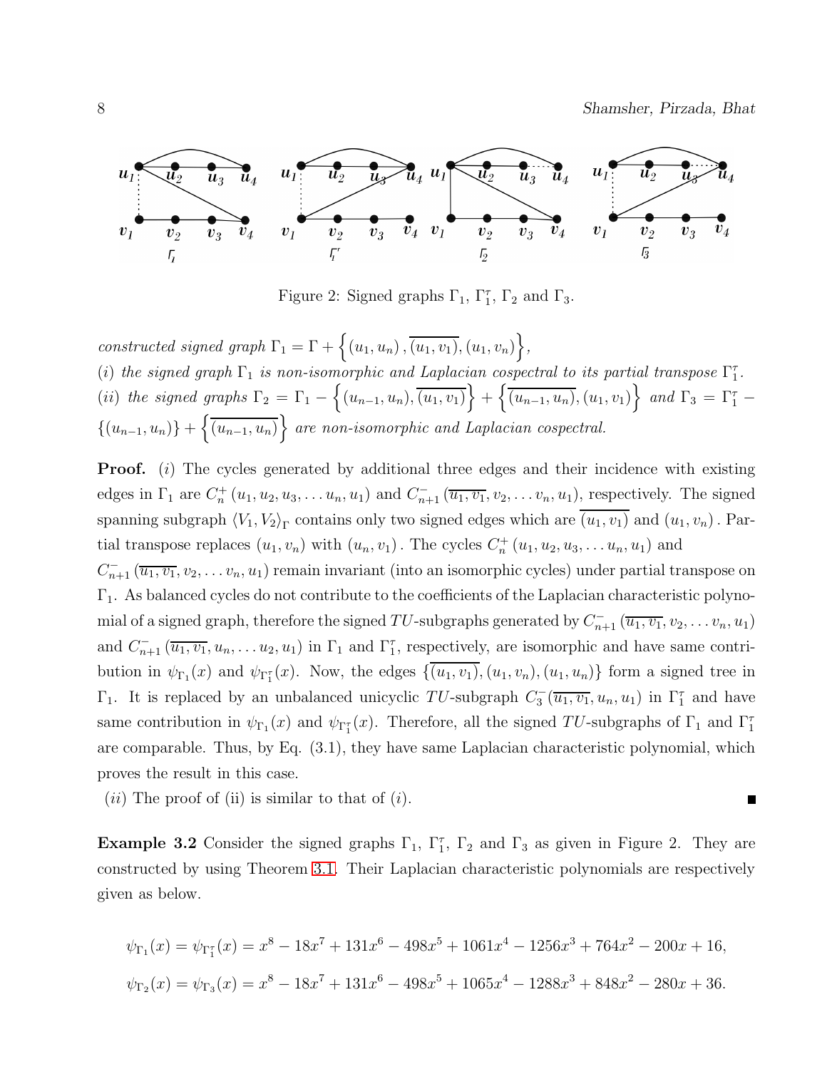Figure 2: Signed graphs $\Gamma_1$, $\Gamma_1^\tau$, $\Gamma_2$ and $\Gamma_3$.

*constructed signed graph* $\Gamma_1 = \Gamma + \left\{(u_1, u_n), \overline{(u_1, v_1)}, (u_1, v_n)\right\}$,

(*i*) *the signed graph* $\Gamma_1$ *is non-isomorphic and Laplacian cospectral to its partial transpose* $\Gamma_1^\tau$.

(*ii*) *the signed graphs* $\Gamma_2 = \Gamma_1 - \left\{(u_{n-1}, u_n), \overline{(u_1, v_1)}\right\} + \left\{\overline{(u_{n-1}, u_n)}, (u_1, v_1)\right\}$ *and* $\Gamma_3 = \Gamma_1^\tau - \{(u_{n-1}, u_n)\} + \left\{\overline{(u_{n-1}, u_n)}\right\}$ *are non-isomorphic and Laplacian cospectral.*

**Proof.** (*i*) The cycles generated by additional three edges and their incidence with existing edges in $\Gamma_1$ are $C_n^+(u_1, u_2, u_3, \ldots u_n, u_1)$ and $C_{n+1}^-(\overline{u_1, v_1}, v_2, \ldots v_n, u_1)$, respectively. The signed spanning subgraph $\langle V_1, V_2 \rangle_\Gamma$ contains only two signed edges which are $\overline{(u_1, v_1)}$ and $(u_1, v_n)$. Partial transpose replaces $(u_1, v_n)$ with $(u_n, v_1)$. The cycles $C_n^+(u_1, u_2, u_3, \ldots u_n, u_1)$ and $C_{n+1}^-(\overline{u_1, v_1}, v_2, \ldots v_n, u_1)$ remain invariant (into an isomorphic cycles) under partial transpose on $\Gamma_1$. As balanced cycles do not contribute to the coefficients of the Laplacian characteristic polynomial of a signed graph, therefore the signed $TU$-subgraphs generated by $C_{n+1}^-(\overline{u_1, v_1}, v_2, \ldots v_n, u_1)$ and $C_{n+1}^-(\overline{u_1, v_1}, u_n, \ldots u_2, u_1)$ in $\Gamma_1$ and $\Gamma_1^\tau$, respectively, are isomorphic and have same contribution in $\psi_{\Gamma_1}(x)$ and $\psi_{\Gamma_1^\tau}(x)$. Now, the edges $\{\overline{(u_1, v_1)}, (u_1, v_n), (u_1, u_n)\}$ form a signed tree in $\Gamma_1$. It is replaced by an unbalanced unicyclic $TU$-subgraph $C_3^-(\overline{u_1, v_1}, u_n, u_1)$ in $\Gamma_1^\tau$ and have same contribution in $\psi_{\Gamma_1}(x)$ and $\psi_{\Gamma_1^\tau}(x)$. Therefore, all the signed $TU$-subgraphs of $\Gamma_1$ and $\Gamma_1^\tau$ are comparable. Thus, by Eq. (3.1), they have same Laplacian characteristic polynomial, which proves the result in this case.

(*ii*) The proof of (ii) is similar to that of (*i*). ∎

**Example 3.2** Consider the signed graphs $\Gamma_1$, $\Gamma_1^\tau$, $\Gamma_2$ and $\Gamma_3$ as given in Figure 2. They are constructed by using Theorem 3.1. Their Laplacian characteristic polynomials are respectively given as below.

$$\psi_{\Gamma_1}(x) = \psi_{\Gamma_1^\tau}(x) = x^8 - 18x^7 + 131x^6 - 498x^5 + 1061x^4 - 1256x^3 + 764x^2 - 200x + 16,$$

$$\psi_{\Gamma_2}(x) = \psi_{\Gamma_3}(x) = x^8 - 18x^7 + 131x^6 - 498x^5 + 1065x^4 - 1288x^3 + 848x^2 - 280x + 36.$$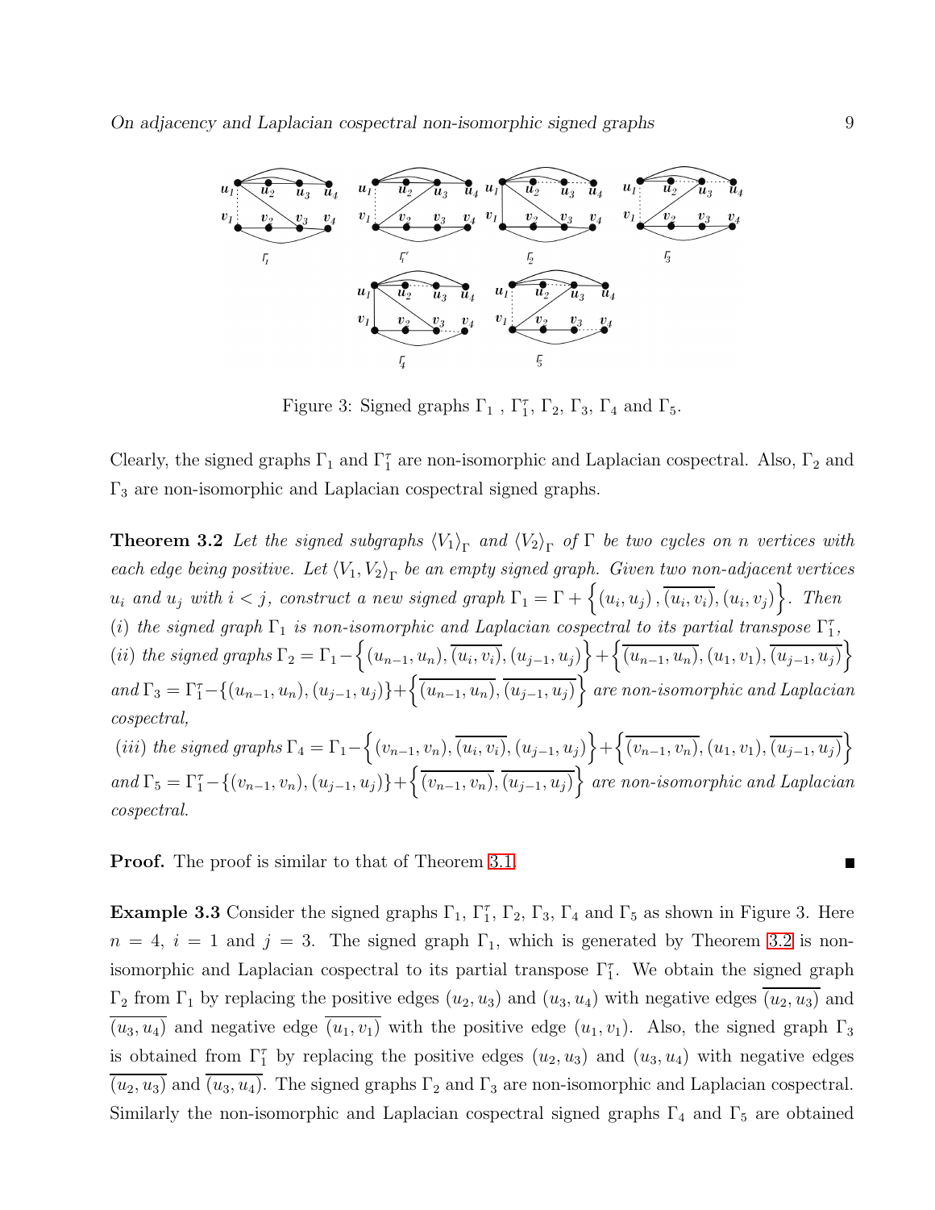Figure 3: Signed graphs $\Gamma_1$ , $\Gamma_1^\tau$, $\Gamma_2$, $\Gamma_3$, $\Gamma_4$ and $\Gamma_5$.

Clearly, the signed graphs $\Gamma_1$ and $\Gamma_1^\tau$ are non-isomorphic and Laplacian cospectral. Also, $\Gamma_2$ and $\Gamma_3$ are non-isomorphic and Laplacian cospectral signed graphs.

**Theorem 3.2** *Let the signed subgraphs $\langle V_1 \rangle_\Gamma$ and $\langle V_2 \rangle_\Gamma$ of $\Gamma$ be two cycles on $n$ vertices with each edge being positive. Let $\langle V_1, V_2 \rangle_\Gamma$ be an empty signed graph. Given two non-adjacent vertices $u_i$ and $u_j$ with $i < j$, construct a new signed graph $\Gamma_1 = \Gamma + \left\{ (u_i, u_j), \overline{(u_i, v_i)}, (u_i, v_j) \right\}$. Then*
*(i) the signed graph $\Gamma_1$ is non-isomorphic and Laplacian cospectral to its partial transpose $\Gamma_1^\tau$,*
*(ii) the signed graphs $\Gamma_2 = \Gamma_1 - \left\{ (u_{n-1}, u_n), \overline{(u_i, v_i)}, (u_{j-1}, u_j) \right\} + \left\{ \overline{(u_{n-1}, u_n)}, (u_1, v_1), \overline{(u_{j-1}, u_j)} \right\}$ and $\Gamma_3 = \Gamma_1^\tau - \{(u_{n-1}, u_n), (u_{j-1}, u_j)\} + \left\{ \overline{(u_{n-1}, u_n)}, \overline{(u_{j-1}, u_j)} \right\}$ are non-isomorphic and Laplacian cospectral,*
*(iii) the signed graphs $\Gamma_4 = \Gamma_1 - \left\{ (v_{n-1}, v_n), \overline{(u_i, v_i)}, (u_{j-1}, u_j) \right\} + \left\{ \overline{(v_{n-1}, v_n)}, (u_1, v_1), \overline{(u_{j-1}, u_j)} \right\}$ and $\Gamma_5 = \Gamma_1^\tau - \{(v_{n-1}, v_n), (u_{j-1}, u_j)\} + \left\{ \overline{(v_{n-1}, v_n)}, \overline{(u_{j-1}, u_j)} \right\}$ are non-isomorphic and Laplacian cospectral.*

**Proof.** The proof is similar to that of Theorem 3.1. ∎

**Example 3.3** Consider the signed graphs $\Gamma_1$, $\Gamma_1^\tau$, $\Gamma_2$, $\Gamma_3$, $\Gamma_4$ and $\Gamma_5$ as shown in Figure 3. Here $n = 4$, $i = 1$ and $j = 3$. The signed graph $\Gamma_1$, which is generated by Theorem 3.2 is non-isomorphic and Laplacian cospectral to its partial transpose $\Gamma_1^\tau$. We obtain the signed graph $\Gamma_2$ from $\Gamma_1$ by replacing the positive edges $(u_2, u_3)$ and $(u_3, u_4)$ with negative edges $\overline{(u_2, u_3)}$ and $\overline{(u_3, u_4)}$ and negative edge $\overline{(u_1, v_1)}$ with the positive edge $(u_1, v_1)$. Also, the signed graph $\Gamma_3$ is obtained from $\Gamma_1^\tau$ by replacing the positive edges $(u_2, u_3)$ and $(u_3, u_4)$ with negative edges $\overline{(u_2, u_3)}$ and $\overline{(u_3, u_4)}$. The signed graphs $\Gamma_2$ and $\Gamma_3$ are non-isomorphic and Laplacian cospectral. Similarly the non-isomorphic and Laplacian cospectral signed graphs $\Gamma_4$ and $\Gamma_5$ are obtained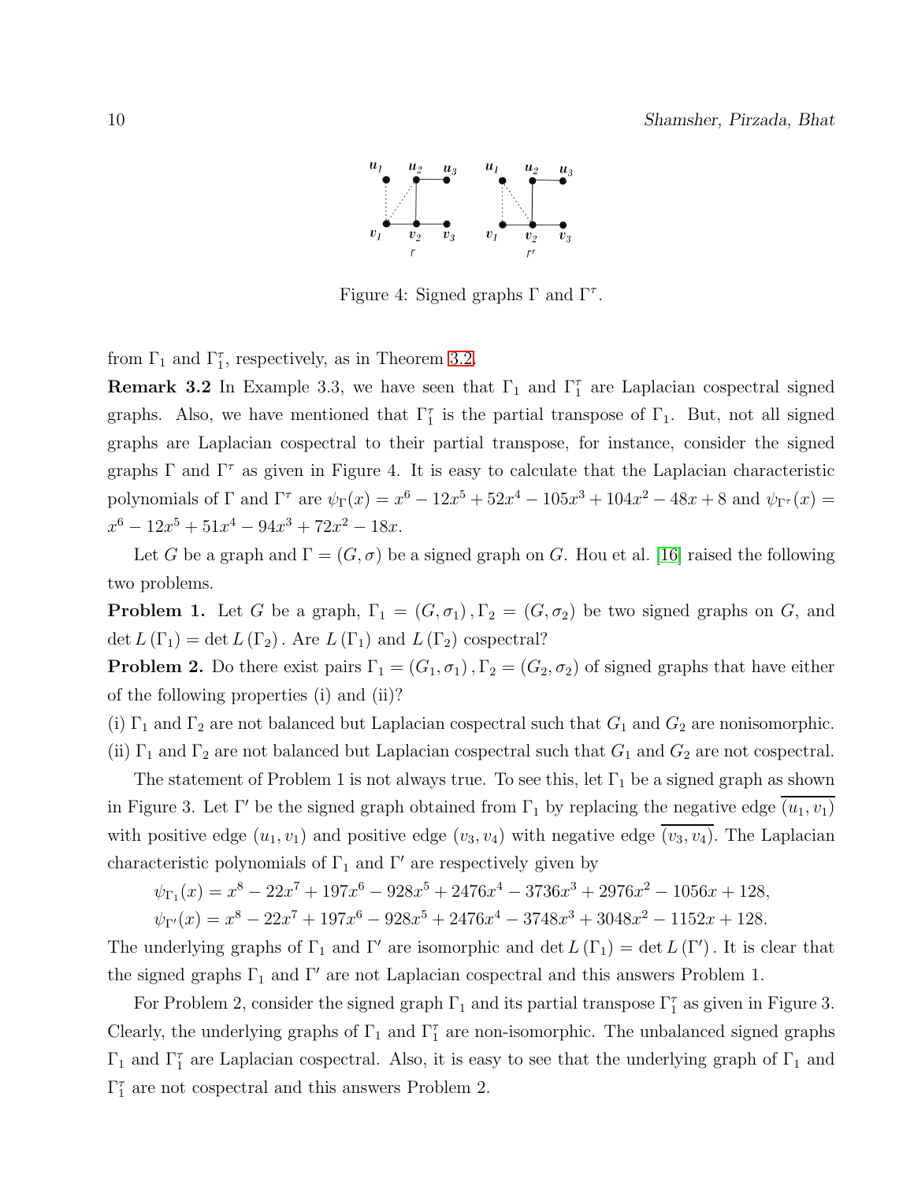Figure 4: Signed graphs $\Gamma$ and $\Gamma^{\tau}$.

from $\Gamma_1$ and $\Gamma_1^{\tau}$, respectively, as in Theorem 3.2.

**Remark 3.2** In Example 3.3, we have seen that $\Gamma_1$ and $\Gamma_1^{\tau}$ are Laplacian cospectral signed graphs. Also, we have mentioned that $\Gamma_1^{\tau}$ is the partial transpose of $\Gamma_1$. But, not all signed graphs are Laplacian cospectral to their partial transpose, for instance, consider the signed graphs $\Gamma$ and $\Gamma^{\tau}$ as given in Figure 4. It is easy to calculate that the Laplacian characteristic polynomials of $\Gamma$ and $\Gamma^{\tau}$ are $\psi_{\Gamma}(x) = x^6 - 12x^5 + 52x^4 - 105x^3 + 104x^2 - 48x + 8$ and $\psi_{\Gamma^{\tau}}(x) = x^6 - 12x^5 + 51x^4 - 94x^3 + 72x^2 - 18x$.

Let $G$ be a graph and $\Gamma = (G, \sigma)$ be a signed graph on $G$. Hou et al. [16] raised the following two problems.

**Problem 1.** Let $G$ be a graph, $\Gamma_1 = (G, \sigma_1), \Gamma_2 = (G, \sigma_2)$ be two signed graphs on $G$, and $\det L(\Gamma_1) = \det L(\Gamma_2)$. Are $L(\Gamma_1)$ and $L(\Gamma_2)$ cospectral?

**Problem 2.** Do there exist pairs $\Gamma_1 = (G_1, \sigma_1), \Gamma_2 = (G_2, \sigma_2)$ of signed graphs that have either of the following properties (i) and (ii)?

(i) $\Gamma_1$ and $\Gamma_2$ are not balanced but Laplacian cospectral such that $G_1$ and $G_2$ are nonisomorphic.

(ii) $\Gamma_1$ and $\Gamma_2$ are not balanced but Laplacian cospectral such that $G_1$ and $G_2$ are not cospectral.

The statement of Problem 1 is not always true. To see this, let $\Gamma_1$ be a signed graph as shown in Figure 3. Let $\Gamma'$ be the signed graph obtained from $\Gamma_1$ by replacing the negative edge $\overline{(u_1, v_1)}$ with positive edge $(u_1, v_1)$ and positive edge $(v_3, v_4)$ with negative edge $\overline{(v_3, v_4)}$. The Laplacian characteristic polynomials of $\Gamma_1$ and $\Gamma'$ are respectively given by

$$\psi_{\Gamma_1}(x) = x^8 - 22x^7 + 197x^6 - 928x^5 + 2476x^4 - 3736x^3 + 2976x^2 - 1056x + 128,$$
$$\psi_{\Gamma'}(x) = x^8 - 22x^7 + 197x^6 - 928x^5 + 2476x^4 - 3748x^3 + 3048x^2 - 1152x + 128.$$

The underlying graphs of $\Gamma_1$ and $\Gamma'$ are isomorphic and $\det L(\Gamma_1) = \det L(\Gamma')$. It is clear that the signed graphs $\Gamma_1$ and $\Gamma'$ are not Laplacian cospectral and this answers Problem 1.

For Problem 2, consider the signed graph $\Gamma_1$ and its partial transpose $\Gamma_1^{\tau}$ as given in Figure 3. Clearly, the underlying graphs of $\Gamma_1$ and $\Gamma_1^{\tau}$ are non-isomorphic. The unbalanced signed graphs $\Gamma_1$ and $\Gamma_1^{\tau}$ are Laplacian cospectral. Also, it is easy to see that the underlying graph of $\Gamma_1$ and $\Gamma_1^{\tau}$ are not cospectral and this answers Problem 2.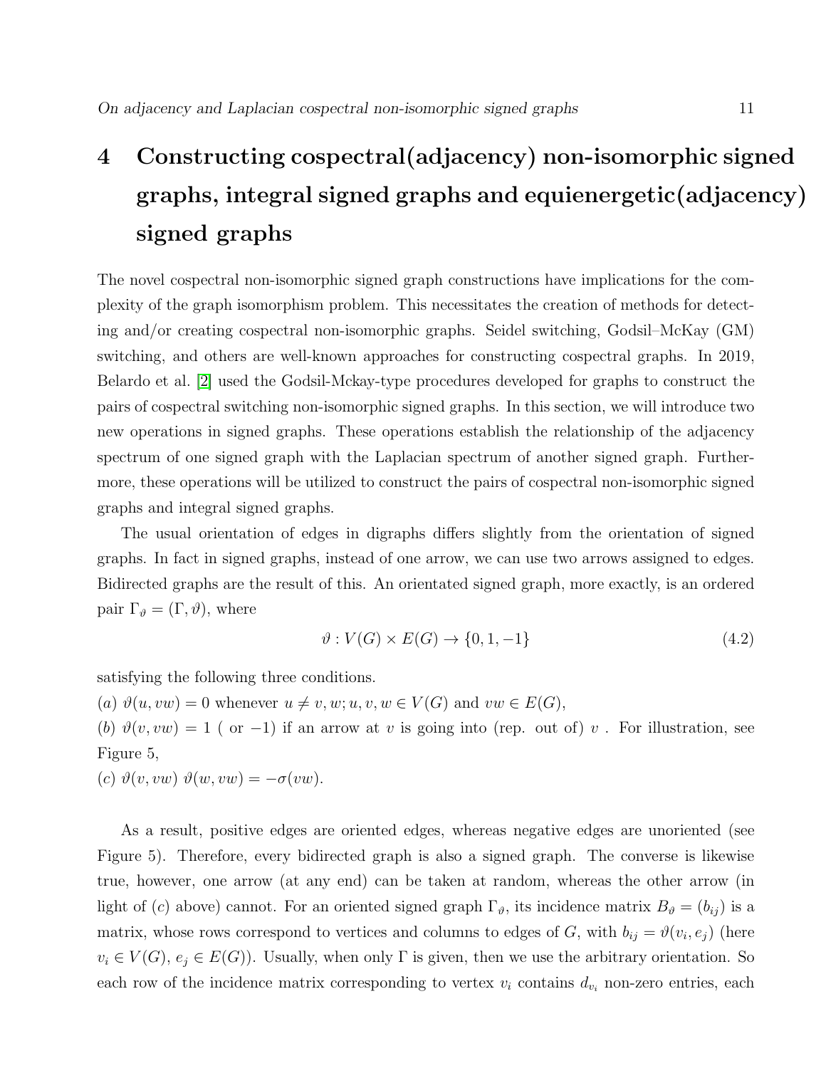# 4 Constructing cospectral(adjacency) non-isomorphic signed graphs, integral signed graphs and equienergetic(adjacency) signed graphs

The novel cospectral non-isomorphic signed graph constructions have implications for the complexity of the graph isomorphism problem. This necessitates the creation of methods for detecting and/or creating cospectral non-isomorphic graphs. Seidel switching, Godsil–McKay (GM) switching, and others are well-known approaches for constructing cospectral graphs. In 2019, Belardo et al. [2] used the Godsil-Mckay-type procedures developed for graphs to construct the pairs of cospectral switching non-isomorphic signed graphs. In this section, we will introduce two new operations in signed graphs. These operations establish the relationship of the adjacency spectrum of one signed graph with the Laplacian spectrum of another signed graph. Furthermore, these operations will be utilized to construct the pairs of cospectral non-isomorphic signed graphs and integral signed graphs.

The usual orientation of edges in digraphs differs slightly from the orientation of signed graphs. In fact in signed graphs, instead of one arrow, we can use two arrows assigned to edges. Bidirected graphs are the result of this. An orientated signed graph, more exactly, is an ordered pair $\Gamma_\vartheta = (\Gamma, \vartheta)$, where

$$\vartheta : V(G) \times E(G) \to \{0, 1, -1\} \tag{4.2}$$

satisfying the following three conditions.

(*a*) $\vartheta(u, vw) = 0$ whenever $u \neq v, w; u, v, w \in V(G)$ and $vw \in E(G)$,

(*b*) $\vartheta(v, vw) = 1$ ( or $-1$) if an arrow at $v$ is going into (rep. out of) $v$ . For illustration, see Figure 5,

(*c*) $\vartheta(v, vw)\ \vartheta(w, vw) = -\sigma(vw)$.

As a result, positive edges are oriented edges, whereas negative edges are unoriented (see Figure 5). Therefore, every bidirected graph is also a signed graph. The converse is likewise true, however, one arrow (at any end) can be taken at random, whereas the other arrow (in light of (*c*) above) cannot. For an oriented signed graph $\Gamma_\vartheta$, its incidence matrix $B_\vartheta = (b_{ij})$ is a matrix, whose rows correspond to vertices and columns to edges of $G$, with $b_{ij} = \vartheta(v_i, e_j)$ (here $v_i \in V(G)$, $e_j \in E(G)$). Usually, when only $\Gamma$ is given, then we use the arbitrary orientation. So each row of the incidence matrix corresponding to vertex $v_i$ contains $d_{v_i}$ non-zero entries, each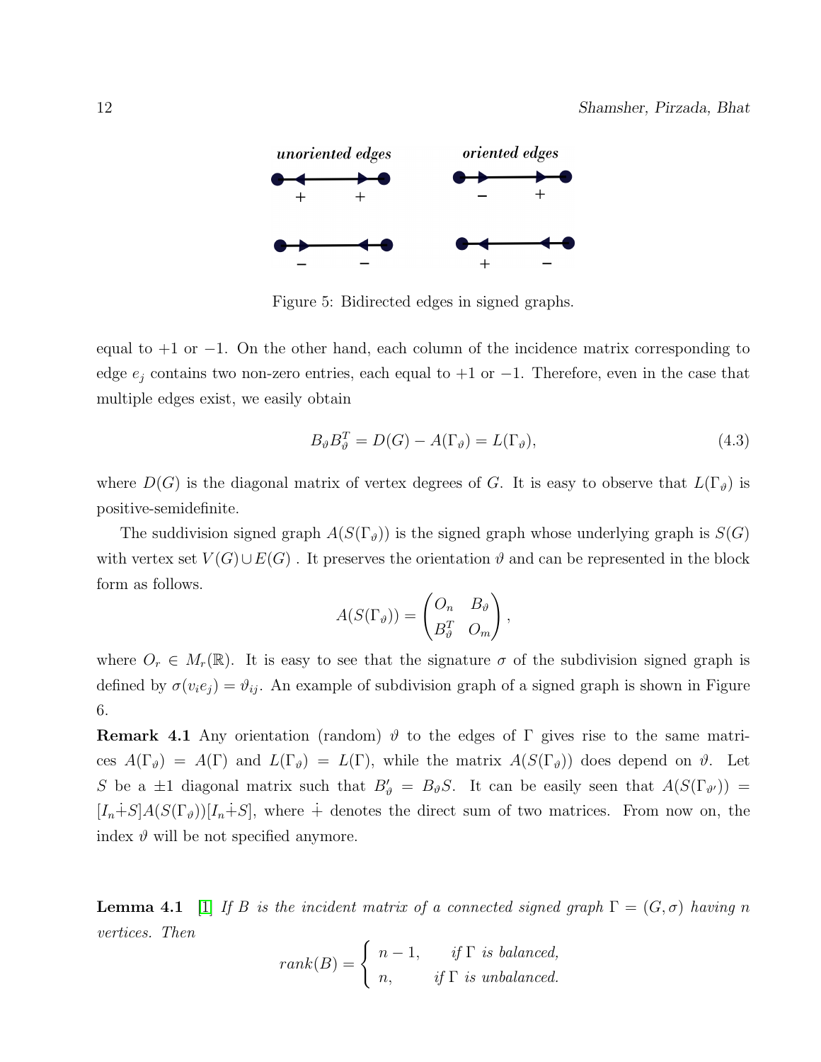Figure 5: Bidirected edges in signed graphs.

equal to $+1$ or $-1$. On the other hand, each column of the incidence matrix corresponding to edge $e_j$ contains two non-zero entries, each equal to $+1$ or $-1$. Therefore, even in the case that multiple edges exist, we easily obtain

$$B_\vartheta B_\vartheta^T = D(G) - A(\Gamma_\vartheta) = L(\Gamma_\vartheta), \tag{4.3}$$

where $D(G)$ is the diagonal matrix of vertex degrees of $G$. It is easy to observe that $L(\Gamma_\vartheta)$ is positive-semidefinite.

The suddivision signed graph $A(S(\Gamma_\vartheta))$ is the signed graph whose underlying graph is $S(G)$ with vertex set $V(G) \cup E(G)$ . It preserves the orientation $\vartheta$ and can be represented in the block form as follows.

$$A(S(\Gamma_\vartheta)) = \begin{pmatrix} O_n & B_\vartheta \\ B_\vartheta^T & O_m \end{pmatrix},$$

where $O_r \in M_r(\mathbb{R})$. It is easy to see that the signature $\sigma$ of the subdivision signed graph is defined by $\sigma(v_i e_j) = \vartheta_{ij}$. An example of subdivision graph of a signed graph is shown in Figure 6.

**Remark 4.1** Any orientation (random) $\vartheta$ to the edges of $\Gamma$ gives rise to the same matrices $A(\Gamma_\vartheta) = A(\Gamma)$ and $L(\Gamma_\vartheta) = L(\Gamma)$, while the matrix $A(S(\Gamma_\vartheta))$ does depend on $\vartheta$. Let $S$ be a $\pm 1$ diagonal matrix such that $B'_\vartheta = B_\vartheta S$. It can be easily seen that $A(S(\Gamma_{\vartheta'})) = [I_n \dot{+} S] A(S(\Gamma_\vartheta))[I_n \dot{+} S]$, where $\dot{+}$ denotes the direct sum of two matrices. From now on, the index $\vartheta$ will be not specified anymore.

**Lemma 4.1** [1] *If $B$ is the incident matrix of a connected signed graph $\Gamma = (G, \sigma)$ having $n$ vertices. Then*

$$rank(B) = \begin{cases} n-1, & \text{if } \Gamma \text{ is balanced,} \\ n, & \text{if } \Gamma \text{ is unbalanced.} \end{cases}$$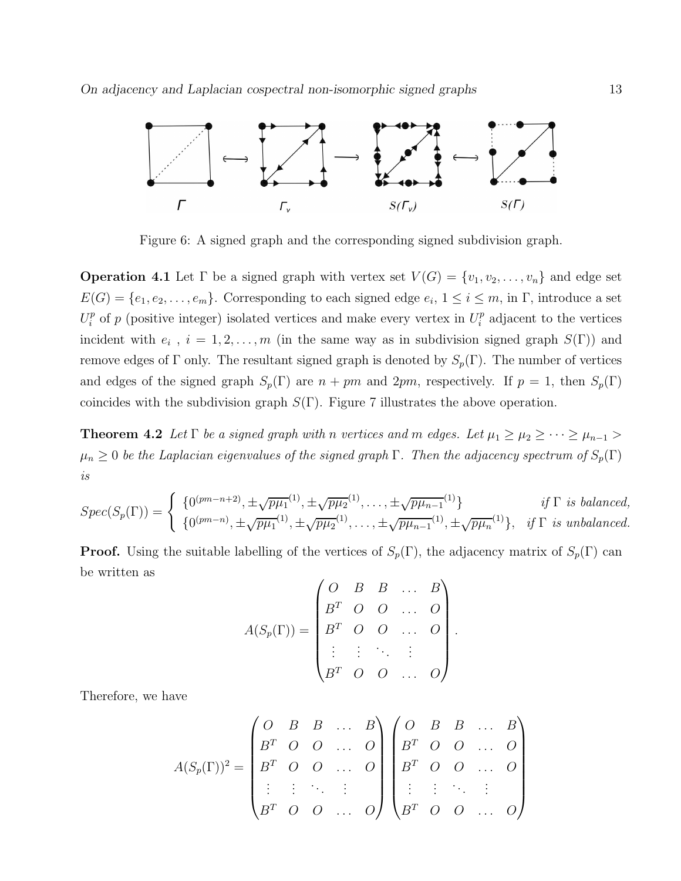Figure 6: A signed graph and the corresponding signed subdivision graph.

**Operation 4.1** Let $\Gamma$ be a signed graph with vertex set $V(G) = \{v_1, v_2, \ldots, v_n\}$ and edge set $E(G) = \{e_1, e_2, \ldots, e_m\}$. Corresponding to each signed edge $e_i$, $1 \leq i \leq m$, in $\Gamma$, introduce a set $U_i^p$ of $p$ (positive integer) isolated vertices and make every vertex in $U_i^p$ adjacent to the vertices incident with $e_i$ , $i = 1, 2, \ldots, m$ (in the same way as in subdivision signed graph $S(\Gamma)$) and remove edges of $\Gamma$ only. The resultant signed graph is denoted by $S_p(\Gamma)$. The number of vertices and edges of the signed graph $S_p(\Gamma)$ are $n + pm$ and $2pm$, respectively. If $p = 1$, then $S_p(\Gamma)$ coincides with the subdivision graph $S(\Gamma)$. Figure 7 illustrates the above operation.

**Theorem 4.2** *Let $\Gamma$ be a signed graph with $n$ vertices and $m$ edges. Let $\mu_1 \geq \mu_2 \geq \cdots \geq \mu_{n-1} > \mu_n \geq 0$ be the Laplacian eigenvalues of the signed graph $\Gamma$. Then the adjacency spectrum of $S_p(\Gamma)$ is*

$$Spec(S_p(\Gamma)) = \begin{cases} \{0^{(pm-n+2)}, \pm\sqrt{p\mu_1}^{(1)}, \pm\sqrt{p\mu_2}^{(1)}, \ldots, \pm\sqrt{p\mu_{n-1}}^{(1)}\} & \text{if } \Gamma \text{ is balanced,} \\ \{0^{(pm-n)}, \pm\sqrt{p\mu_1}^{(1)}, \pm\sqrt{p\mu_2}^{(1)}, \ldots, \pm\sqrt{p\mu_{n-1}}^{(1)}, \pm\sqrt{p\mu_n}^{(1)}\}, & \text{if } \Gamma \text{ is unbalanced.} \end{cases}$$

**Proof.** Using the suitable labelling of the vertices of $S_p(\Gamma)$, the adjacency matrix of $S_p(\Gamma)$ can be written as

$$A(S_p(\Gamma)) = \begin{pmatrix} O & B & B & \ldots & B \\ B^T & O & O & \ldots & O \\ B^T & O & O & \ldots & O \\ \vdots & \vdots & \ddots & \vdots & \\ B^T & O & O & \ldots & O \end{pmatrix}.$$

Therefore, we have

$$A(S_p(\Gamma))^2 = \begin{pmatrix} O & B & B & \ldots & B \\ B^T & O & O & \ldots & O \\ B^T & O & O & \ldots & O \\ \vdots & \vdots & \ddots & \vdots & \\ B^T & O & O & \ldots & O \end{pmatrix} \begin{pmatrix} O & B & B & \ldots & B \\ B^T & O & O & \ldots & O \\ B^T & O & O & \ldots & O \\ \vdots & \vdots & \ddots & \vdots & \\ B^T & O & O & \ldots & O \end{pmatrix}$$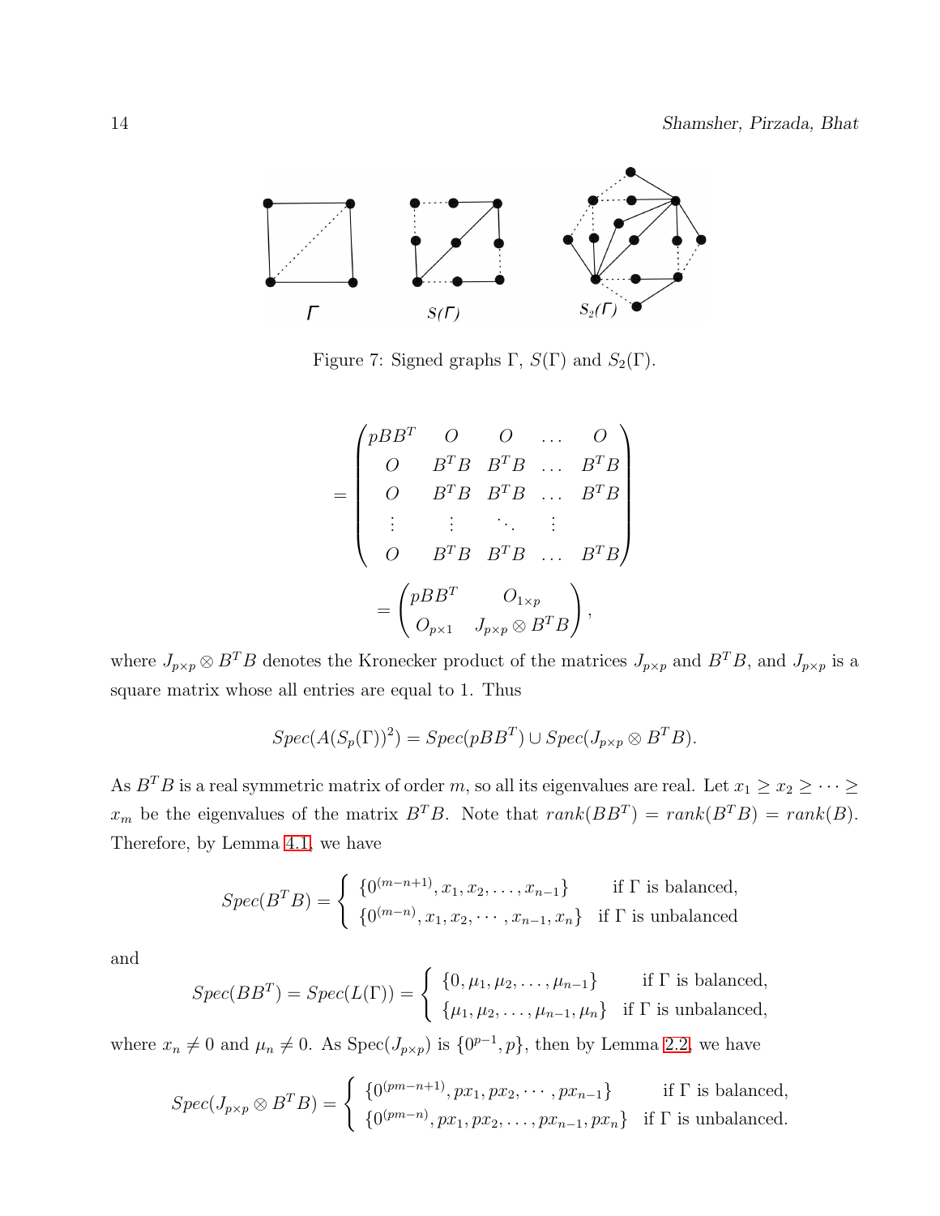Figure 7: Signed graphs $\Gamma$, $S(\Gamma)$ and $S_2(\Gamma)$.

$$= \begin{pmatrix} pBB^T & O & O & \dots & O \\ O & B^TB & B^TB & \dots & B^TB \\ O & B^TB & B^TB & \dots & B^TB \\ \vdots & \vdots & \ddots & \vdots & \\ O & B^TB & B^TB & \dots & B^TB \end{pmatrix}$$

$$= \begin{pmatrix} pBB^T & O_{1\times p} \\ O_{p\times 1} & J_{p\times p} \otimes B^TB \end{pmatrix},$$

where $J_{p\times p} \otimes B^TB$ denotes the Kronecker product of the matrices $J_{p\times p}$ and $B^TB$, and $J_{p\times p}$ is a square matrix whose all entries are equal to 1. Thus

$$Spec(A(S_p(\Gamma))^2) = Spec(pBB^T) \cup Spec(J_{p\times p} \otimes B^TB).$$

As $B^TB$ is a real symmetric matrix of order $m$, so all its eigenvalues are real. Let $x_1 \geq x_2 \geq \cdots \geq x_m$ be the eigenvalues of the matrix $B^TB$. Note that $rank(BB^T) = rank(B^TB) = rank(B)$. Therefore, by Lemma 4.1, we have

$$Spec(B^TB) = \begin{cases} \{0^{(m-n+1)}, x_1, x_2, \dots, x_{n-1}\} & \text{if } \Gamma \text{ is balanced,} \\ \{0^{(m-n)}, x_1, x_2, \cdots, x_{n-1}, x_n\} & \text{if } \Gamma \text{ is unbalanced} \end{cases}$$

and

$$Spec(BB^T) = Spec(L(\Gamma)) = \begin{cases} \{0, \mu_1, \mu_2, \dots, \mu_{n-1}\} & \text{if } \Gamma \text{ is balanced,} \\ \{\mu_1, \mu_2, \dots, \mu_{n-1}, \mu_n\} & \text{if } \Gamma \text{ is unbalanced,} \end{cases}$$

where $x_n \neq 0$ and $\mu_n \neq 0$. As Spec$(J_{p\times p})$ is $\{0^{p-1}, p\}$, then by Lemma 2.2, we have

$$Spec(J_{p\times p} \otimes B^TB) = \begin{cases} \{0^{(pm-n+1)}, px_1, px_2, \cdots, px_{n-1}\} & \text{if } \Gamma \text{ is balanced,} \\ \{0^{(pm-n)}, px_1, px_2, \dots, px_{n-1}, px_n\} & \text{if } \Gamma \text{ is unbalanced.} \end{cases}$$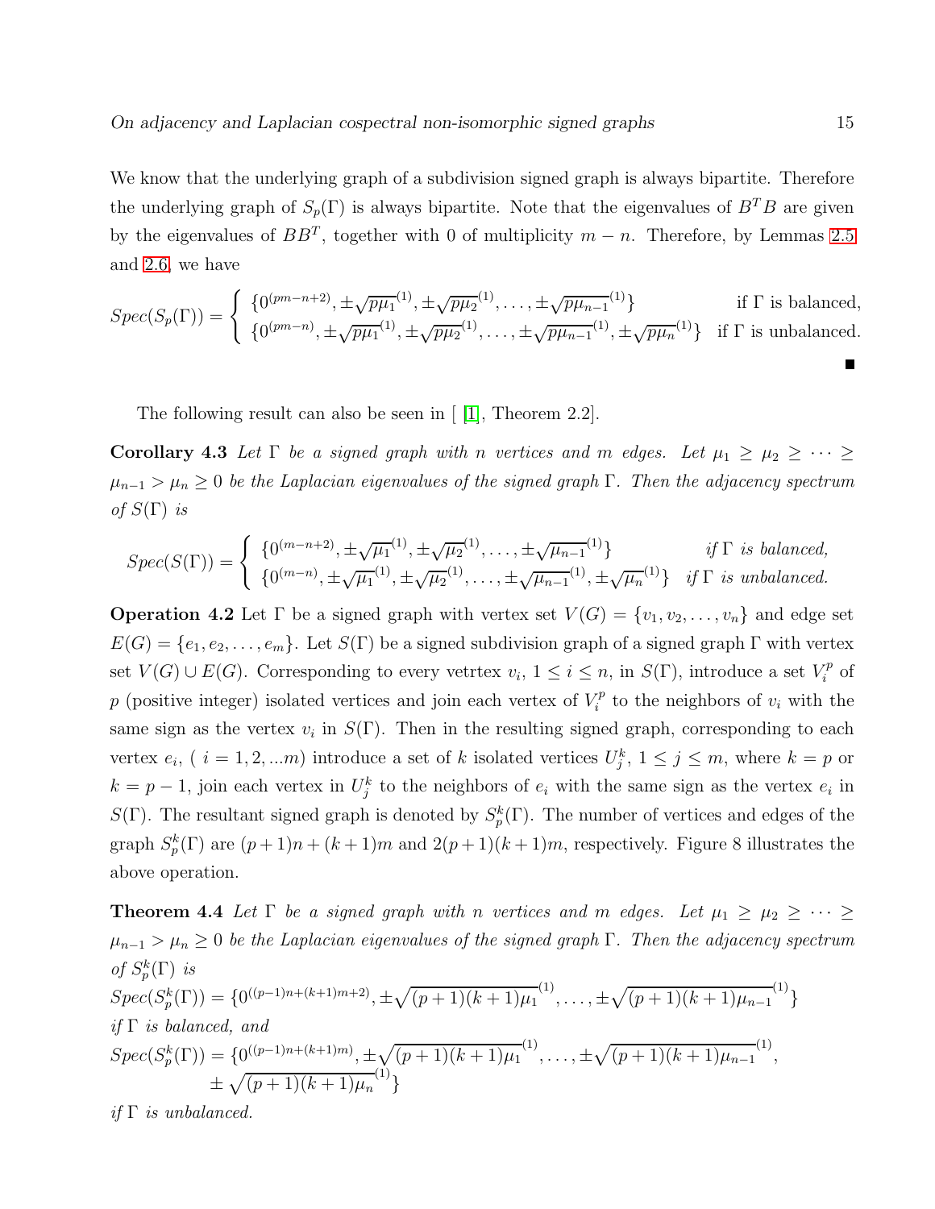We know that the underlying graph of a subdivision signed graph is always bipartite. Therefore the underlying graph of $S_p(\Gamma)$ is always bipartite. Note that the eigenvalues of $B^TB$ are given by the eigenvalues of $BB^T$, together with 0 of multiplicity $m-n$. Therefore, by Lemmas 2.5 and 2.6, we have

$$Spec(S_p(\Gamma)) = \begin{cases} \{0^{(pm-n+2)}, \pm\sqrt{p\mu_1}^{(1)}, \pm\sqrt{p\mu_2}^{(1)}, \dots, \pm\sqrt{p\mu_{n-1}}^{(1)}\} & \text{if } \Gamma \text{ is balanced,} \\ \{0^{(pm-n)}, \pm\sqrt{p\mu_1}^{(1)}, \pm\sqrt{p\mu_2}^{(1)}, \dots, \pm\sqrt{p\mu_{n-1}}^{(1)}, \pm\sqrt{p\mu_n}^{(1)}\} & \text{if } \Gamma \text{ is unbalanced.} \end{cases}$$

■

The following result can also be seen in [ [1], Theorem 2.2].

**Corollary 4.3** *Let $\Gamma$ be a signed graph with $n$ vertices and $m$ edges. Let $\mu_1 \geq \mu_2 \geq \cdots \geq \mu_{n-1} > \mu_n \geq 0$ be the Laplacian eigenvalues of the signed graph $\Gamma$. Then the adjacency spectrum of $S(\Gamma)$ is*

$$Spec(S(\Gamma)) = \begin{cases} \{0^{(m-n+2)}, \pm\sqrt{\mu_1}^{(1)}, \pm\sqrt{\mu_2}^{(1)}, \dots, \pm\sqrt{\mu_{n-1}}^{(1)}\} & \textit{if } \Gamma \textit{ is balanced,} \\ \{0^{(m-n)}, \pm\sqrt{\mu_1}^{(1)}, \pm\sqrt{\mu_2}^{(1)}, \dots, \pm\sqrt{\mu_{n-1}}^{(1)}, \pm\sqrt{\mu_n}^{(1)}\} & \textit{if } \Gamma \textit{ is unbalanced.} \end{cases}$$

**Operation 4.2** Let $\Gamma$ be a signed graph with vertex set $V(G) = \{v_1, v_2, \dots, v_n\}$ and edge set $E(G) = \{e_1, e_2, \dots, e_m\}$. Let $S(\Gamma)$ be a signed subdivision graph of a signed graph $\Gamma$ with vertex set $V(G) \cup E(G)$. Corresponding to every vetrtex $v_i$, $1 \leq i \leq n$, in $S(\Gamma)$, introduce a set $V_i^p$ of $p$ (positive integer) isolated vertices and join each vertex of $V_i^p$ to the neighbors of $v_i$ with the same sign as the vertex $v_i$ in $S(\Gamma)$. Then in the resulting signed graph, corresponding to each vertex $e_i$, ( $i = 1, 2, ...m$) introduce a set of $k$ isolated vertices $U_j^k$, $1 \leq j \leq m$, where $k = p$ or $k = p-1$, join each vertex in $U_j^k$ to the neighbors of $e_i$ with the same sign as the vertex $e_i$ in $S(\Gamma)$. The resultant signed graph is denoted by $S_p^k(\Gamma)$. The number of vertices and edges of the graph $S_p^k(\Gamma)$ are $(p+1)n + (k+1)m$ and $2(p+1)(k+1)m$, respectively. Figure 8 illustrates the above operation.

**Theorem 4.4** *Let $\Gamma$ be a signed graph with $n$ vertices and $m$ edges. Let $\mu_1 \geq \mu_2 \geq \cdots \geq \mu_{n-1} > \mu_n \geq 0$ be the Laplacian eigenvalues of the signed graph $\Gamma$. Then the adjacency spectrum of $S_p^k(\Gamma)$ is*

$$Spec(S_p^k(\Gamma)) = \{0^{((p-1)n+(k+1)m+2)}, \pm\sqrt{(p+1)(k+1)\mu_1}^{(1)}, \dots, \pm\sqrt{(p+1)(k+1)\mu_{n-1}}^{(1)}\}$$

*if $\Gamma$ is balanced, and*

$$Spec(S_p^k(\Gamma)) = \{0^{((p-1)n+(k+1)m)}, \pm\sqrt{(p+1)(k+1)\mu_1}^{(1)}, \dots, \pm\sqrt{(p+1)(k+1)\mu_{n-1}}^{(1)}, \pm\sqrt{(p+1)(k+1)\mu_n}^{(1)}\}$$

*if $\Gamma$ is unbalanced.*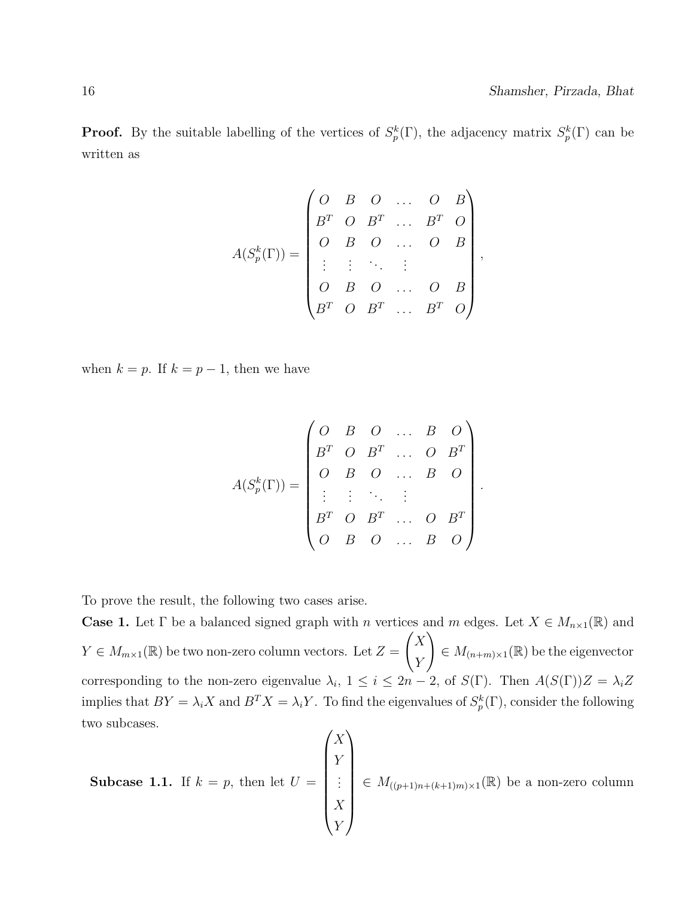**Proof.** By the suitable labelling of the vertices of $S_p^k(\Gamma)$, the adjacency matrix $S_p^k(\Gamma)$ can be written as

$$
A(S_p^k(\Gamma)) = \begin{pmatrix}
O & B & O & \dots & O & B \\
B^T & O & B^T & \dots & B^T & O \\
O & B & O & \dots & O & B \\
\vdots & \vdots & \ddots & \vdots & & \\
O & B & O & \dots & O & B \\
B^T & O & B^T & \dots & B^T & O
\end{pmatrix},
$$

when $k = p$. If $k = p - 1$, then we have

$$
A(S_p^k(\Gamma)) = \begin{pmatrix}
O & B & O & \dots & B & O \\
B^T & O & B^T & \dots & O & B^T \\
O & B & O & \dots & B & O \\
\vdots & \vdots & \ddots & \vdots & & \\
B^T & O & B^T & \dots & O & B^T \\
O & B & O & \dots & B & O
\end{pmatrix}.
$$

To prove the result, the following two cases arise.

**Case 1.** Let $\Gamma$ be a balanced signed graph with $n$ vertices and $m$ edges. Let $X \in M_{n\times 1}(\mathbb{R})$ and $Y \in M_{m\times 1}(\mathbb{R})$ be two non-zero column vectors. Let $Z = \begin{pmatrix} X \\ Y \end{pmatrix} \in M_{(n+m)\times 1}(\mathbb{R})$ be the eigenvector corresponding to the non-zero eigenvalue $\lambda_i$, $1 \leq i \leq 2n-2$, of $S(\Gamma)$. Then $A(S(\Gamma))Z = \lambda_i Z$ implies that $BY = \lambda_i X$ and $B^T X = \lambda_i Y$. To find the eigenvalues of $S_p^k(\Gamma)$, consider the following two subcases.

**Subcase 1.1.** If $k = p$, then let $U = \begin{pmatrix} X \\ Y \\ \vdots \\ X \\ Y \end{pmatrix} \in M_{((p+1)n+(k+1)m)\times 1}(\mathbb{R})$ be a non-zero column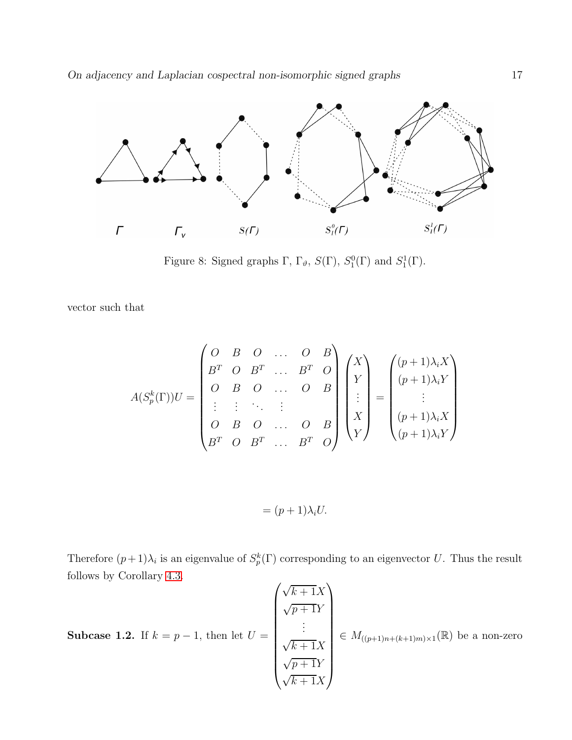Figure 8: Signed graphs $\Gamma$, $\Gamma_\vartheta$, $S(\Gamma)$, $S_1^0(\Gamma)$ and $S_1^1(\Gamma)$.

vector such that

$$
A(S_p^k(\Gamma))U = \begin{pmatrix} O & B & O & \dots & O & B \\ B^T & O & B^T & \dots & B^T & O \\ O & B & O & \dots & O & B \\ \vdots & \vdots & \ddots & \vdots & & \\ O & B & O & \dots & O & B \\ B^T & O & B^T & \dots & B^T & O \end{pmatrix} \begin{pmatrix} X \\ Y \\ \vdots \\ X \\ Y \end{pmatrix} = \begin{pmatrix} (p+1)\lambda_i X \\ (p+1)\lambda_i Y \\ \vdots \\ (p+1)\lambda_i X \\ (p+1)\lambda_i Y \end{pmatrix}
$$

$$
= (p+1)\lambda_i U.
$$

Therefore $(p+1)\lambda_i$ is an eigenvalue of $S_p^k(\Gamma)$ corresponding to an eigenvector $U$. Thus the result follows by Corollary 4.3.

**Subcase 1.2.** If $k = p-1$, then let $U = \begin{pmatrix} \sqrt{k+1}X \\ \sqrt{p+1}Y \\ \vdots \\ \sqrt{k+1}X \\ \sqrt{p+1}Y \\ \sqrt{k+1}X \end{pmatrix} \in M_{((p+1)n+(k+1)m)\times 1}(\mathbb{R})$ be a non-zero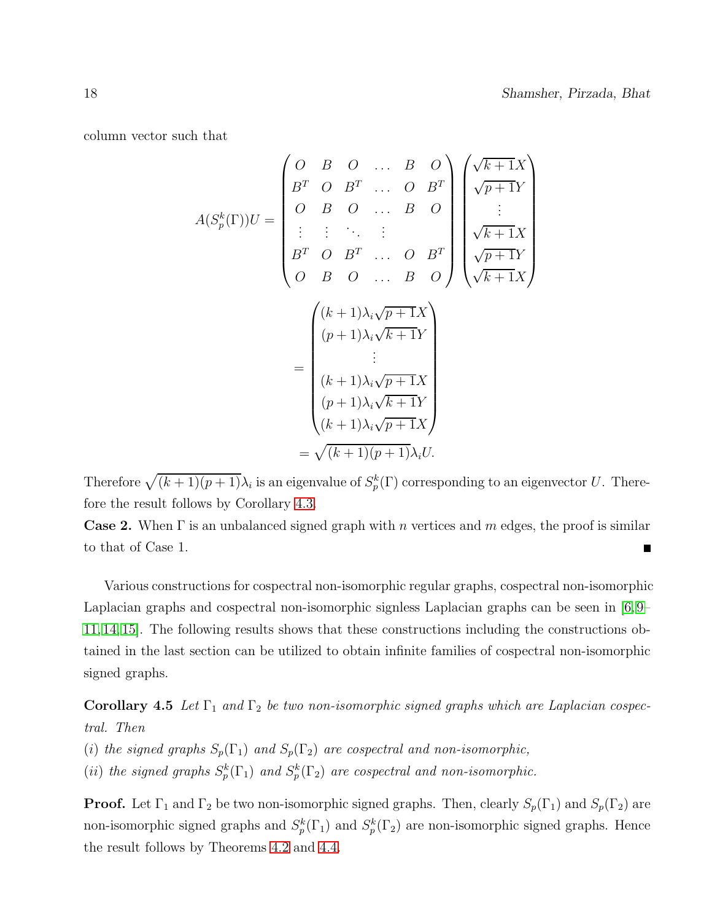column vector such that

$$A(S_p^k(\Gamma))U = \begin{pmatrix} O & B & O & \dots & B & O \\ B^T & O & B^T & \dots & O & B^T \\ O & B & O & \dots & B & O \\ \vdots & \vdots & \ddots & \vdots & & \\ B^T & O & B^T & \dots & O & B^T \\ O & B & O & \dots & B & O \end{pmatrix} \begin{pmatrix} \sqrt{k+1}X \\ \sqrt{p+1}Y \\ \vdots \\ \sqrt{k+1}X \\ \sqrt{p+1}Y \\ \sqrt{k+1}X \end{pmatrix}$$

$$= \begin{pmatrix} (k+1)\lambda_i\sqrt{p+1}X \\ (p+1)\lambda_i\sqrt{k+1}Y \\ \vdots \\ (k+1)\lambda_i\sqrt{p+1}X \\ (p+1)\lambda_i\sqrt{k+1}Y \\ (k+1)\lambda_i\sqrt{p+1}X \end{pmatrix}$$

$$= \sqrt{(k+1)(p+1)}\lambda_i U.$$

Therefore $\sqrt{(k+1)(p+1)}\lambda_i$ is an eigenvalue of $S_p^k(\Gamma)$ corresponding to an eigenvector $U$. Therefore the result follows by Corollary 4.3.

**Case 2.** When $\Gamma$ is an unbalanced signed graph with $n$ vertices and $m$ edges, the proof is similar to that of Case 1. ∎

Various constructions for cospectral non-isomorphic regular graphs, cospectral non-isomorphic Laplacian graphs and cospectral non-isomorphic signless Laplacian graphs can be seen in [6, 9–11, 14, 15]. The following results shows that these constructions including the constructions obtained in the last section can be utilized to obtain infinite families of cospectral non-isomorphic signed graphs.

**Corollary 4.5** *Let $\Gamma_1$ and $\Gamma_2$ be two non-isomorphic signed graphs which are Laplacian cospectral. Then*

*(i) the signed graphs $S_p(\Gamma_1)$ and $S_p(\Gamma_2)$ are cospectral and non-isomorphic,*

*(ii) the signed graphs $S_p^k(\Gamma_1)$ and $S_p^k(\Gamma_2)$ are cospectral and non-isomorphic.*

**Proof.** Let $\Gamma_1$ and $\Gamma_2$ be two non-isomorphic signed graphs. Then, clearly $S_p(\Gamma_1)$ and $S_p(\Gamma_2)$ are non-isomorphic signed graphs and $S_p^k(\Gamma_1)$ and $S_p^k(\Gamma_2)$ are non-isomorphic signed graphs. Hence the result follows by Theorems 4.2 and 4.4.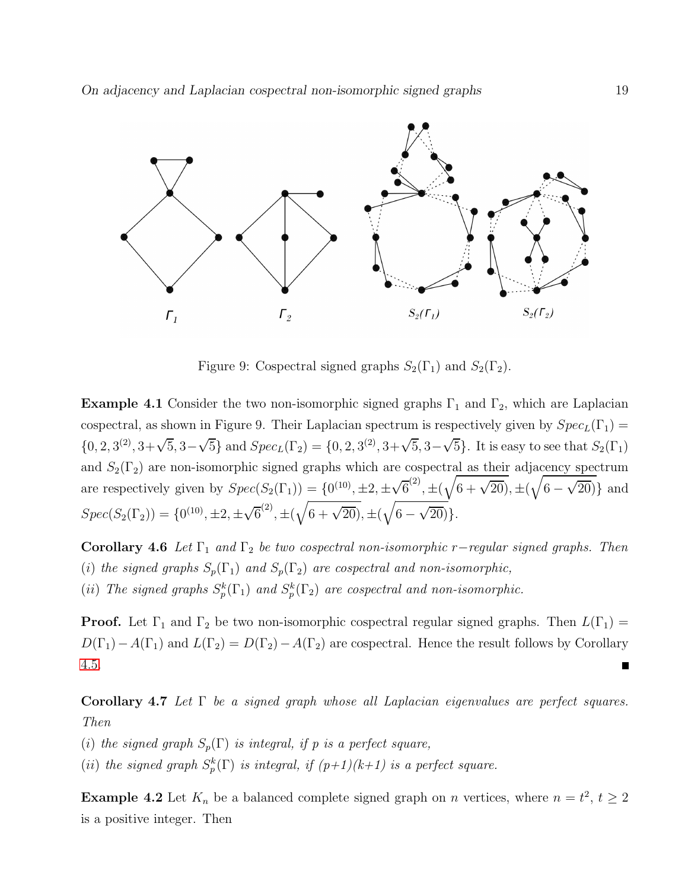Figure 9: Cospectral signed graphs $S_2(\Gamma_1)$ and $S_2(\Gamma_2)$.

**Example 4.1** Consider the two non-isomorphic signed graphs $\Gamma_1$ and $\Gamma_2$, which are Laplacian cospectral, as shown in Figure 9. Their Laplacian spectrum is respectively given by $Spec_L(\Gamma_1) = \{0, 2, 3^{(2)}, 3+\sqrt{5}, 3-\sqrt{5}\}$ and $Spec_L(\Gamma_2) = \{0, 2, 3^{(2)}, 3+\sqrt{5}, 3-\sqrt{5}\}$. It is easy to see that $S_2(\Gamma_1)$ and $S_2(\Gamma_2)$ are non-isomorphic signed graphs which are cospectral as their adjacency spectrum are respectively given by $Spec(S_2(\Gamma_1)) = \{0^{(10)}, \pm 2, \pm\sqrt{6}^{(2)}, \pm(\sqrt{6+\sqrt{20}}), \pm(\sqrt{6-\sqrt{20}})\}$ and $Spec(S_2(\Gamma_2)) = \{0^{(10)}, \pm 2, \pm\sqrt{6}^{(2)}, \pm(\sqrt{6+\sqrt{20}}), \pm(\sqrt{6-\sqrt{20}})\}$.

**Corollary 4.6** *Let $\Gamma_1$ and $\Gamma_2$ be two cospectral non-isomorphic $r-$regular signed graphs. Then*
*$(i)$ the signed graphs $S_p(\Gamma_1)$ and $S_p(\Gamma_2)$ are cospectral and non-isomorphic,*
*$(ii)$ The signed graphs $S_p^k(\Gamma_1)$ and $S_p^k(\Gamma_2)$ are cospectral and non-isomorphic.*

**Proof.** Let $\Gamma_1$ and $\Gamma_2$ be two non-isomorphic cospectral regular signed graphs. Then $L(\Gamma_1) = D(\Gamma_1) - A(\Gamma_1)$ and $L(\Gamma_2) = D(\Gamma_2) - A(\Gamma_2)$ are cospectral. Hence the result follows by Corollary 4.5. ■

**Corollary 4.7** *Let $\Gamma$ be a signed graph whose all Laplacian eigenvalues are perfect squares. Then*
*$(i)$ the signed graph $S_p(\Gamma)$ is integral, if $p$ is a perfect square,*
*$(ii)$ the signed graph $S_p^k(\Gamma)$ is integral, if $(p+1)(k+1)$ is a perfect square.*

**Example 4.2** Let $K_n$ be a balanced complete signed graph on $n$ vertices, where $n = t^2$, $t \geq 2$ is a positive integer. Then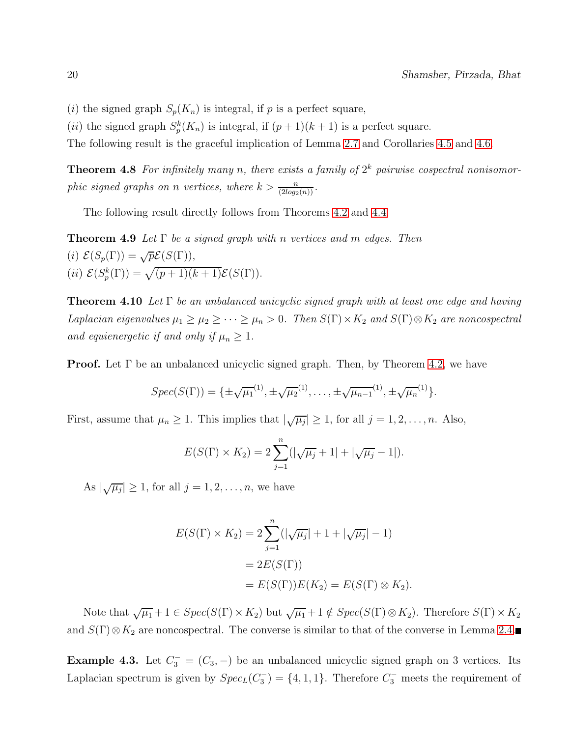($i$) the signed graph $S_p(K_n)$ is integral, if $p$ is a perfect square,

($ii$) the signed graph $S_p^k(K_n)$ is integral, if $(p+1)(k+1)$ is a perfect square.

The following result is the graceful implication of Lemma 2.7 and Corollaries 4.5 and 4.6.

**Theorem 4.8** *For infinitely many $n$, there exists a family of $2^k$ pairwise cospectral nonisomorphic signed graphs on $n$ vertices, where $k > \frac{n}{(2log_2(n))}$.*

The following result directly follows from Theorems 4.2 and 4.4.

**Theorem 4.9** *Let $\Gamma$ be a signed graph with $n$ vertices and $m$ edges. Then*

($i$) $\mathcal{E}(S_p(\Gamma)) = \sqrt{p}\mathcal{E}(S(\Gamma))$,

($ii$) $\mathcal{E}(S_p^k(\Gamma)) = \sqrt{(p+1)(k+1)}\mathcal{E}(S(\Gamma))$.

**Theorem 4.10** *Let $\Gamma$ be an unbalanced unicyclic signed graph with at least one edge and having Laplacian eigenvalues $\mu_1 \geq \mu_2 \geq \cdots \geq \mu_n > 0$. Then $S(\Gamma)\times K_2$ and $S(\Gamma)\otimes K_2$ are noncospectral and equienergetic if and only if $\mu_n \geq 1$.*

**Proof.** Let $\Gamma$ be an unbalanced unicyclic signed graph. Then, by Theorem 4.2, we have

$$Spec(S(\Gamma)) = \{\pm\sqrt{\mu_1}^{(1)}, \pm\sqrt{\mu_2}^{(1)}, \ldots, \pm\sqrt{\mu_{n-1}}^{(1)}, \pm\sqrt{\mu_n}^{(1)}\}.$$

First, assume that $\mu_n \geq 1$. This implies that $|\sqrt{\mu_j}| \geq 1$, for all $j = 1, 2, \ldots, n$. Also,

$$E(S(\Gamma)\times K_2) = 2\sum_{j=1}^{n}(|\sqrt{\mu_j}+1| + |\sqrt{\mu_j}-1|).$$

As $|\sqrt{\mu_j}| \geq 1$, for all $j = 1, 2, \ldots, n$, we have

$$\begin{aligned}
E(S(\Gamma)\times K_2) &= 2\sum_{j=1}^{n}(|\sqrt{\mu_j}| + 1 + |\sqrt{\mu_j}| - 1)\\
&= 2E(S(\Gamma))\\
&= E(S(\Gamma))E(K_2) = E(S(\Gamma)\otimes K_2).
\end{aligned}$$

Note that $\sqrt{\mu_1}+1 \in Spec(S(\Gamma)\times K_2)$ but $\sqrt{\mu_1}+1 \notin Spec(S(\Gamma)\otimes K_2)$. Therefore $S(\Gamma)\times K_2$ and $S(\Gamma)\otimes K_2$ are noncospectral. The converse is similar to that of the converse in Lemma 2.4. ■

**Example 4.3.** Let $C_3^- = (C_3, -)$ be an unbalanced unicyclic signed graph on 3 vertices. Its Laplacian spectrum is given by $Spec_L(C_3^-) = \{4, 1, 1\}$. Therefore $C_3^-$ meets the requirement of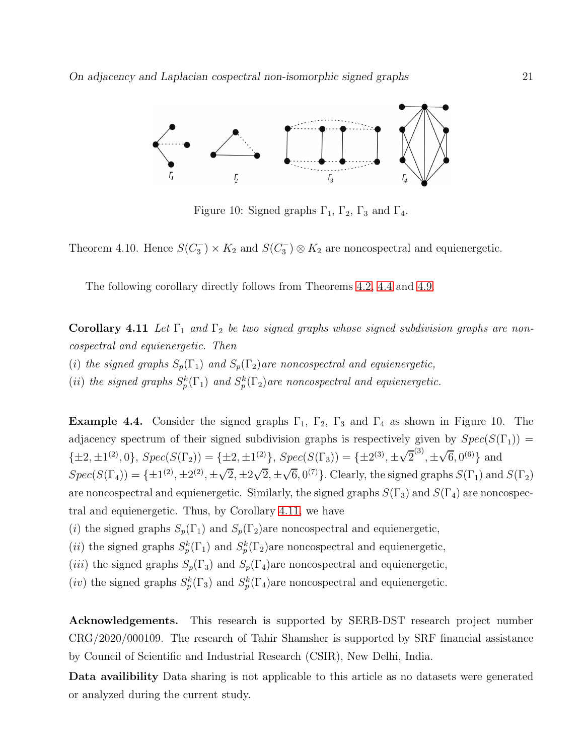Figure 10: Signed graphs $\Gamma_1$, $\Gamma_2$, $\Gamma_3$ and $\Gamma_4$.

Theorem 4.10. Hence $S(C_3^-) \times K_2$ and $S(C_3^-) \otimes K_2$ are noncospectral and equienergetic.

The following corollary directly follows from Theorems 4.2, 4.4 and 4.9.

**Corollary 4.11** *Let $\Gamma_1$ and $\Gamma_2$ be two signed graphs whose signed subdivision graphs are noncospectral and equienergetic. Then*
*(i) the signed graphs $S_p(\Gamma_1)$ and $S_p(\Gamma_2)$ are noncospectral and equienergetic,*
*(ii) the signed graphs $S_p^k(\Gamma_1)$ and $S_p^k(\Gamma_2)$ are noncospectral and equienergetic.*

**Example 4.4.** Consider the signed graphs $\Gamma_1$, $\Gamma_2$, $\Gamma_3$ and $\Gamma_4$ as shown in Figure 10. The adjacency spectrum of their signed subdivision graphs is respectively given by $Spec(S(\Gamma_1)) = \{\pm 2, \pm 1^{(2)}, 0\}$, $Spec(S(\Gamma_2)) = \{\pm 2, \pm 1^{(2)}\}$, $Spec(S(\Gamma_3)) = \{\pm 2^{(3)}, \pm \sqrt{2}^{(3)}, \pm \sqrt{6}, 0^{(6)}\}$ and $Spec(S(\Gamma_4)) = \{\pm 1^{(2)}, \pm 2^{(2)}, \pm \sqrt{2}, \pm 2\sqrt{2}, \pm \sqrt{6}, 0^{(7)}\}$. Clearly, the signed graphs $S(\Gamma_1)$ and $S(\Gamma_2)$ are noncospectral and equienergetic. Similarly, the signed graphs $S(\Gamma_3)$ and $S(\Gamma_4)$ are noncospectral and equienergetic. Thus, by Corollary 4.11, we have
(i) the signed graphs $S_p(\Gamma_1)$ and $S_p(\Gamma_2)$are noncospectral and equienergetic,
(ii) the signed graphs $S_p^k(\Gamma_1)$ and $S_p^k(\Gamma_2)$are noncospectral and equienergetic,
(iii) the signed graphs $S_p(\Gamma_3)$ and $S_p(\Gamma_4)$are noncospectral and equienergetic,
(iv) the signed graphs $S_p^k(\Gamma_3)$ and $S_p^k(\Gamma_4)$are noncospectral and equienergetic.

**Acknowledgements.** This research is supported by SERB-DST research project number CRG/2020/000109. The research of Tahir Shamsher is supported by SRF financial assistance by Council of Scientific and Industrial Research (CSIR), New Delhi, India.

**Data availibility** Data sharing is not applicable to this article as no datasets were generated or analyzed during the current study.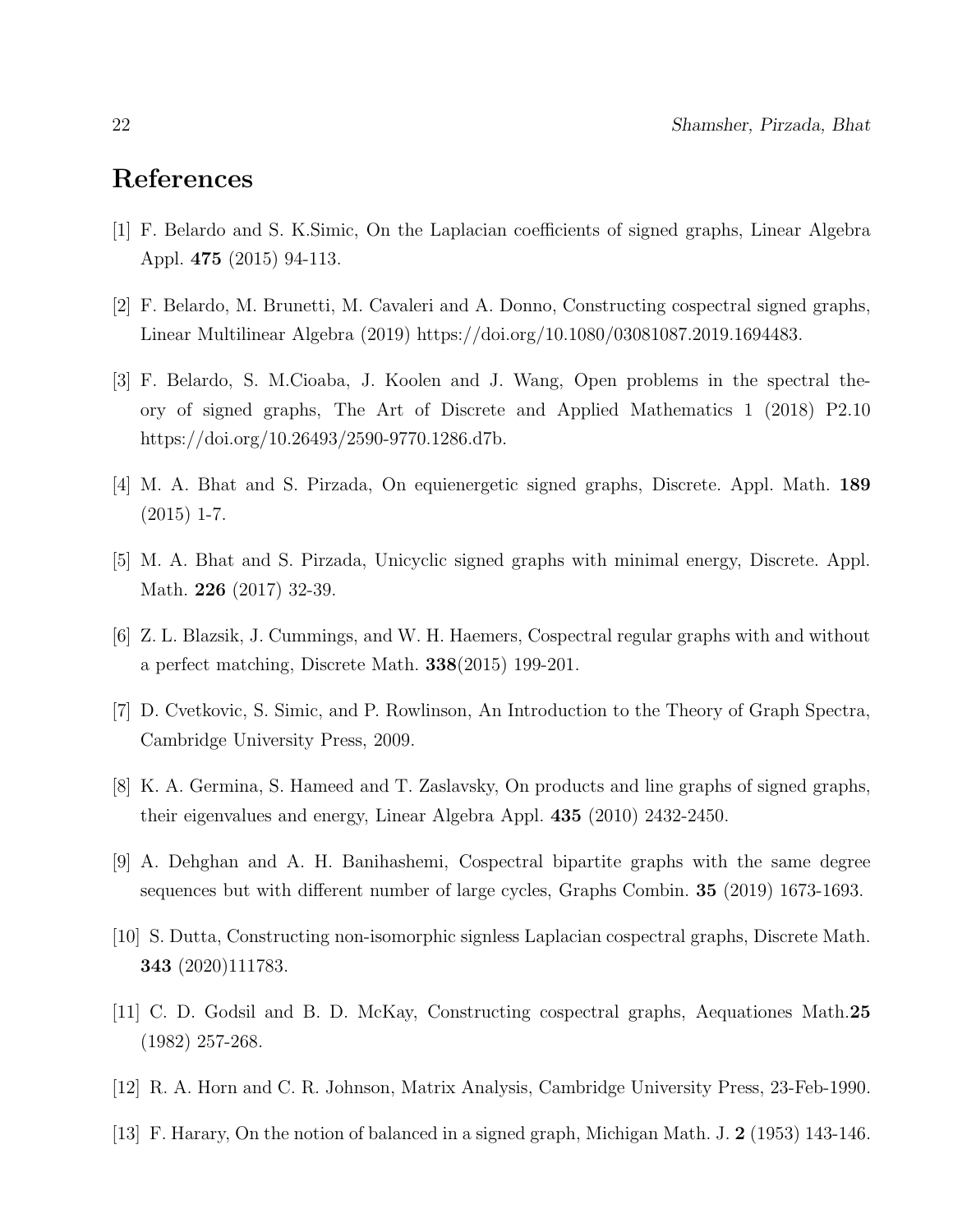## References

[1] F. Belardo and S. K.Simic, On the Laplacian coefficients of signed graphs, Linear Algebra Appl. **475** (2015) 94-113.

[2] F. Belardo, M. Brunetti, M. Cavaleri and A. Donno, Constructing cospectral signed graphs, Linear Multilinear Algebra (2019) https://doi.org/10.1080/03081087.2019.1694483.

[3] F. Belardo, S. M.Cioaba, J. Koolen and J. Wang, Open problems in the spectral theory of signed graphs, The Art of Discrete and Applied Mathematics 1 (2018) P2.10 https://doi.org/10.26493/2590-9770.1286.d7b.

[4] M. A. Bhat and S. Pirzada, On equienergetic signed graphs, Discrete. Appl. Math. **189** (2015) 1-7.

[5] M. A. Bhat and S. Pirzada, Unicyclic signed graphs with minimal energy, Discrete. Appl. Math. **226** (2017) 32-39.

[6] Z. L. Blazsik, J. Cummings, and W. H. Haemers, Cospectral regular graphs with and without a perfect matching, Discrete Math. **338**(2015) 199-201.

[7] D. Cvetkovic, S. Simic, and P. Rowlinson, An Introduction to the Theory of Graph Spectra, Cambridge University Press, 2009.

[8] K. A. Germina, S. Hameed and T. Zaslavsky, On products and line graphs of signed graphs, their eigenvalues and energy, Linear Algebra Appl. **435** (2010) 2432-2450.

[9] A. Dehghan and A. H. Banihashemi, Cospectral bipartite graphs with the same degree sequences but with different number of large cycles, Graphs Combin. **35** (2019) 1673-1693.

[10] S. Dutta, Constructing non-isomorphic signless Laplacian cospectral graphs, Discrete Math. **343** (2020)111783.

[11] C. D. Godsil and B. D. McKay, Constructing cospectral graphs, Aequationes Math.**25** (1982) 257-268.

[12] R. A. Horn and C. R. Johnson, Matrix Analysis, Cambridge University Press, 23-Feb-1990.

[13] F. Harary, On the notion of balanced in a signed graph, Michigan Math. J. **2** (1953) 143-146.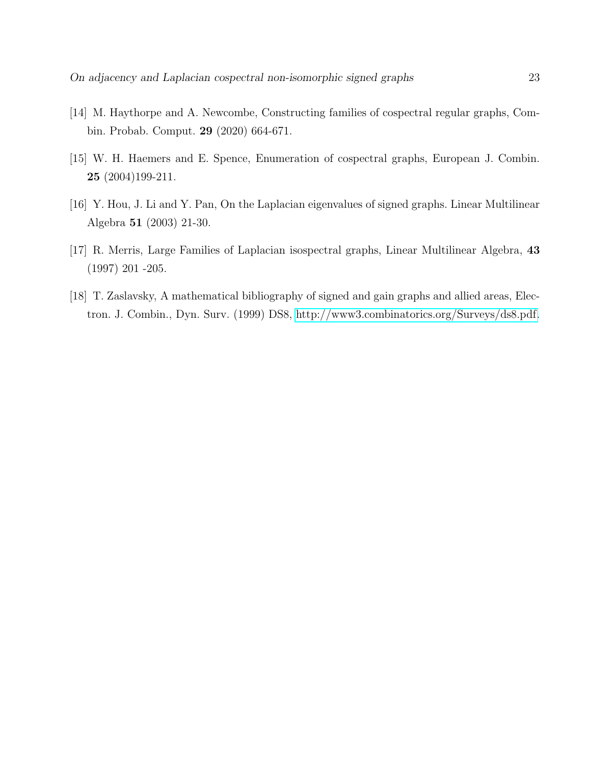[14] M. Haythorpe and A. Newcombe, Constructing families of cospectral regular graphs, Combin. Probab. Comput. **29** (2020) 664-671.

[15] W. H. Haemers and E. Spence, Enumeration of cospectral graphs, European J. Combin. **25** (2004)199-211.

[16] Y. Hou, J. Li and Y. Pan, On the Laplacian eigenvalues of signed graphs. Linear Multilinear Algebra **51** (2003) 21-30.

[17] R. Merris, Large Families of Laplacian isospectral graphs, Linear Multilinear Algebra, **43** (1997) 201 -205.

[18] T. Zaslavsky, A mathematical bibliography of signed and gain graphs and allied areas, Electron. J. Combin., Dyn. Surv. (1999) DS8, http://www3.combinatorics.org/Surveys/ds8.pdf.